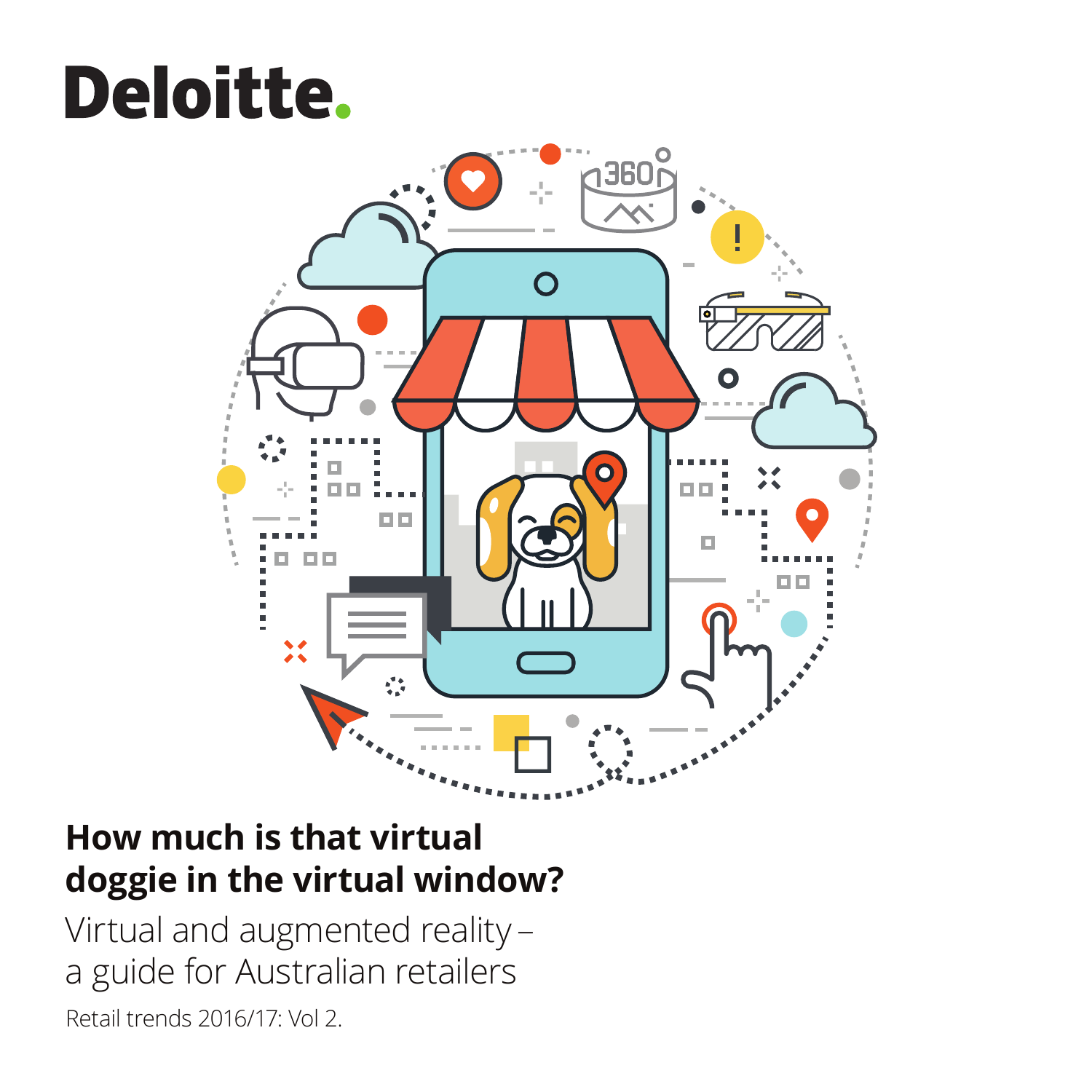Deloitte.

# How much is that virtual doggie in the virtual window?

## Virtual and augmented reality – a guide for Australian retailers

Retail trends 2016/17: Vol 2.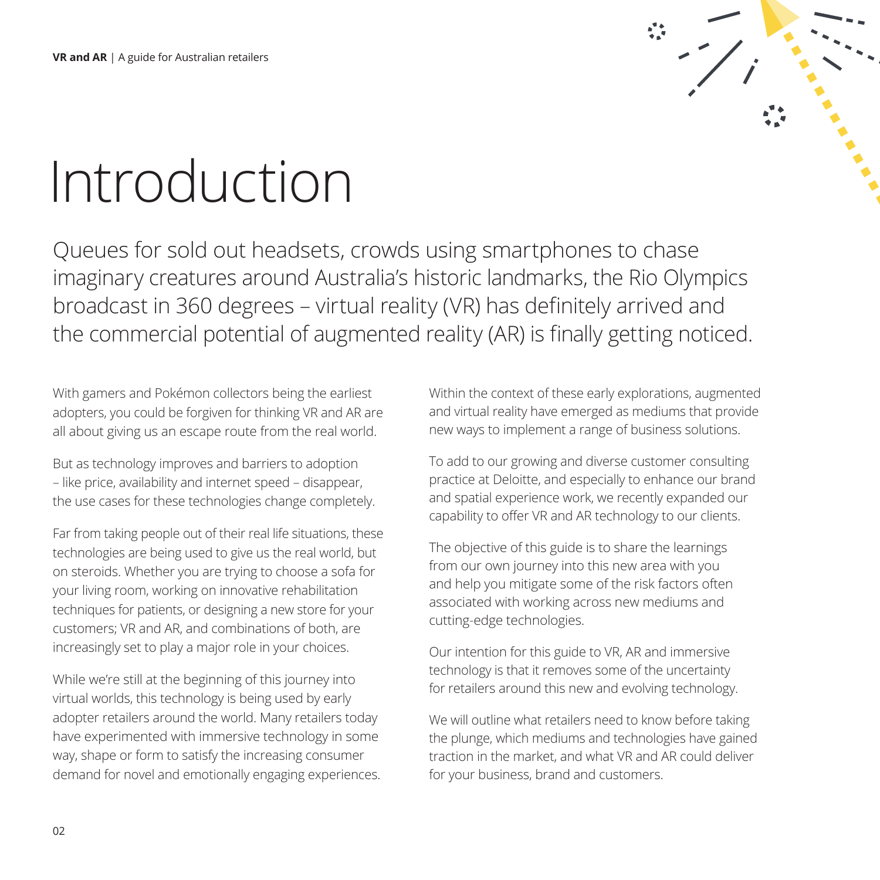# Introduction

Queues for sold out headsets, crowds using smartphones to chase imaginary creatures around Australia's historic landmarks, the Rio Olympics broadcast in 360 degrees – virtual reality (VR) has definitely arrived and the commercial potential of augmented reality (AR) is finally getting noticed.

With gamers and Pokémon collectors being the earliest adopters, you could be forgiven for thinking VR and AR are all about giving us an escape route from the real world.

But as technology improves and barriers to adoption – like price, availability and internet speed – disappear, the use cases for these technologies change completely.

Far from taking people out of their real life situations, these technologies are being used to give us the real world, but on steroids. Whether you are trying to choose a sofa for your living room, working on innovative rehabilitation techniques for patients, or designing a new store for your customers; VR and AR, and combinations of both, are increasingly set to play a major role in your choices.

While we're still at the beginning of this journey into virtual worlds, this technology is being used by early adopter retailers around the world. Many retailers today have experimented with immersive technology in some way, shape or form to satisfy the increasing consumer demand for novel and emotionally engaging experiences.

Within the context of these early explorations, augmented and virtual reality have emerged as mediums that provide new ways to implement a range of business solutions.

To add to our growing and diverse customer consulting practice at Deloitte, and especially to enhance our brand and spatial experience work, we recently expanded our capability to offer VR and AR technology to our clients.

The objective of this guide is to share the learnings from our own journey into this new area with you and help you mitigate some of the risk factors often associated with working across new mediums and cutting-edge technologies.

Our intention for this guide to VR, AR and immersive technology is that it removes some of the uncertainty for retailers around this new and evolving technology.

We will outline what retailers need to know before taking the plunge, which mediums and technologies have gained traction in the market, and what VR and AR could deliver for your business, brand and customers.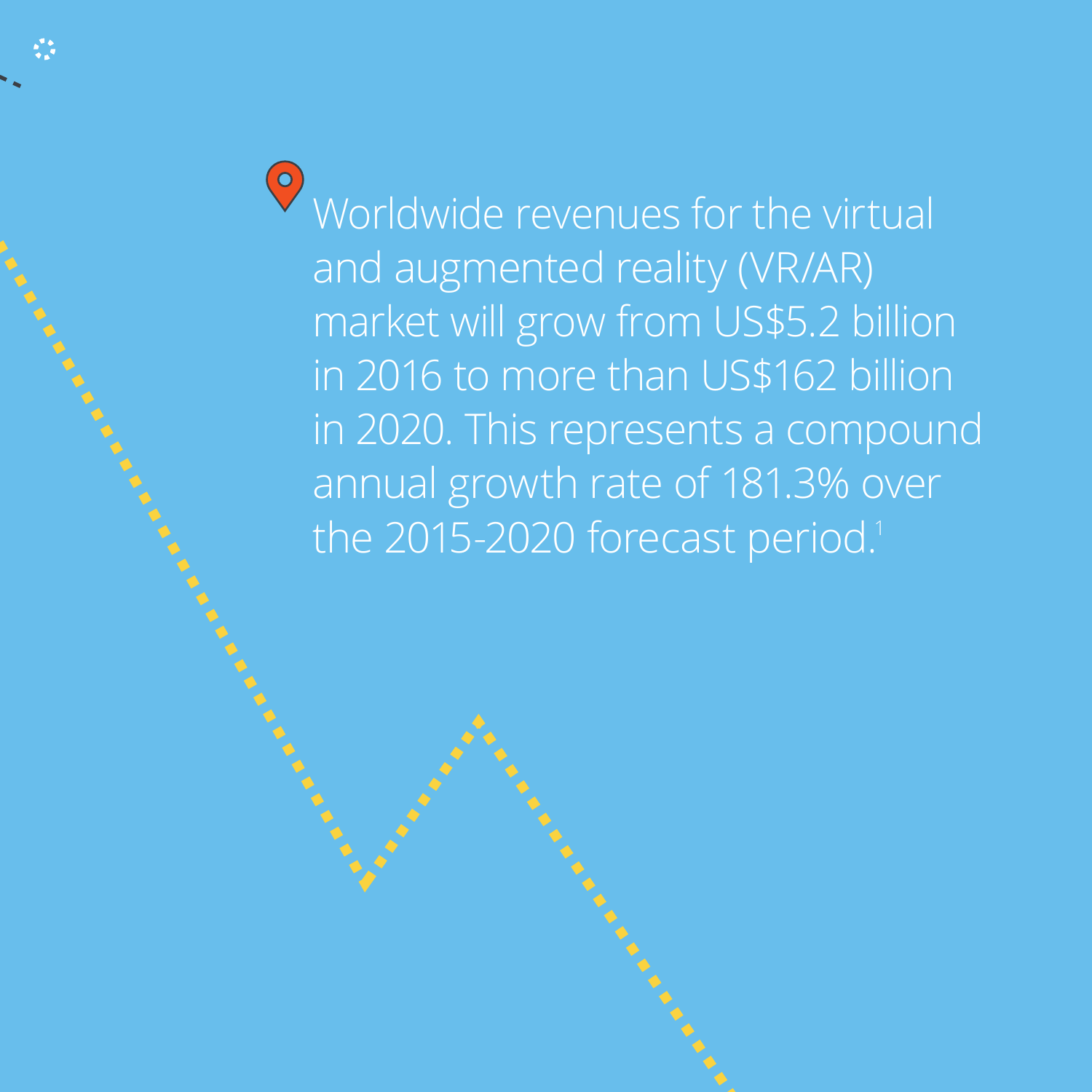Worldwide revenues for the virtual and augmented reality (VR/AR) market will grow from US$5.2 billion in 2016 to more than US$162 billion in 2020. This represents a compound annual growth rate of 181.3% over the 2015-2020 forecast period.[1]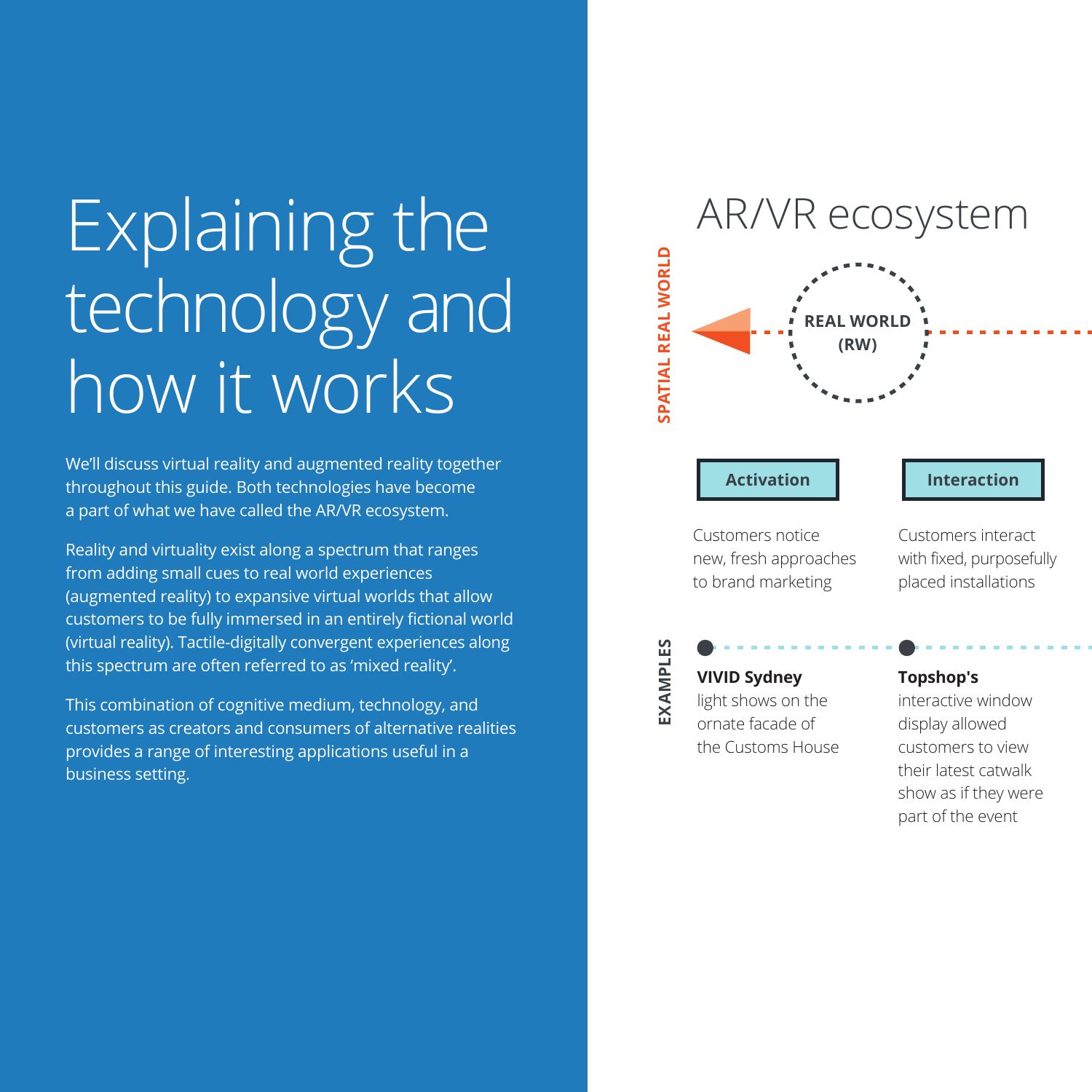# Explaining the technology and how it works

We'll discuss virtual reality and augmented reality together throughout this guide. Both technologies have become a part of what we have called the AR/VR ecosystem.

Reality and virtuality exist along a spectrum that ranges from adding small cues to real world experiences (augmented reality) to expansive virtual worlds that allow customers to be fully immersed in an entirely fictional world (virtual reality). Tactile-digitally convergent experiences along this spectrum are often referred to as 'mixed reality'.

This combination of cognitive medium, technology, and customers as creators and consumers of alternative realities provides a range of interesting applications useful in a business setting.

## AR/VR ecosystem

SPATIAL REAL WORLD

REAL WORLD (RW)

**Activation**

Customers notice new, fresh approaches to brand marketing

**Interaction**

Customers interact with fixed, purposefully placed installations

EXAMPLES

**VIVID Sydney** light shows on the ornate facade of the Customs House

**Topshop's** interactive window display allowed customers to view their latest catwalk show as if they were part of the event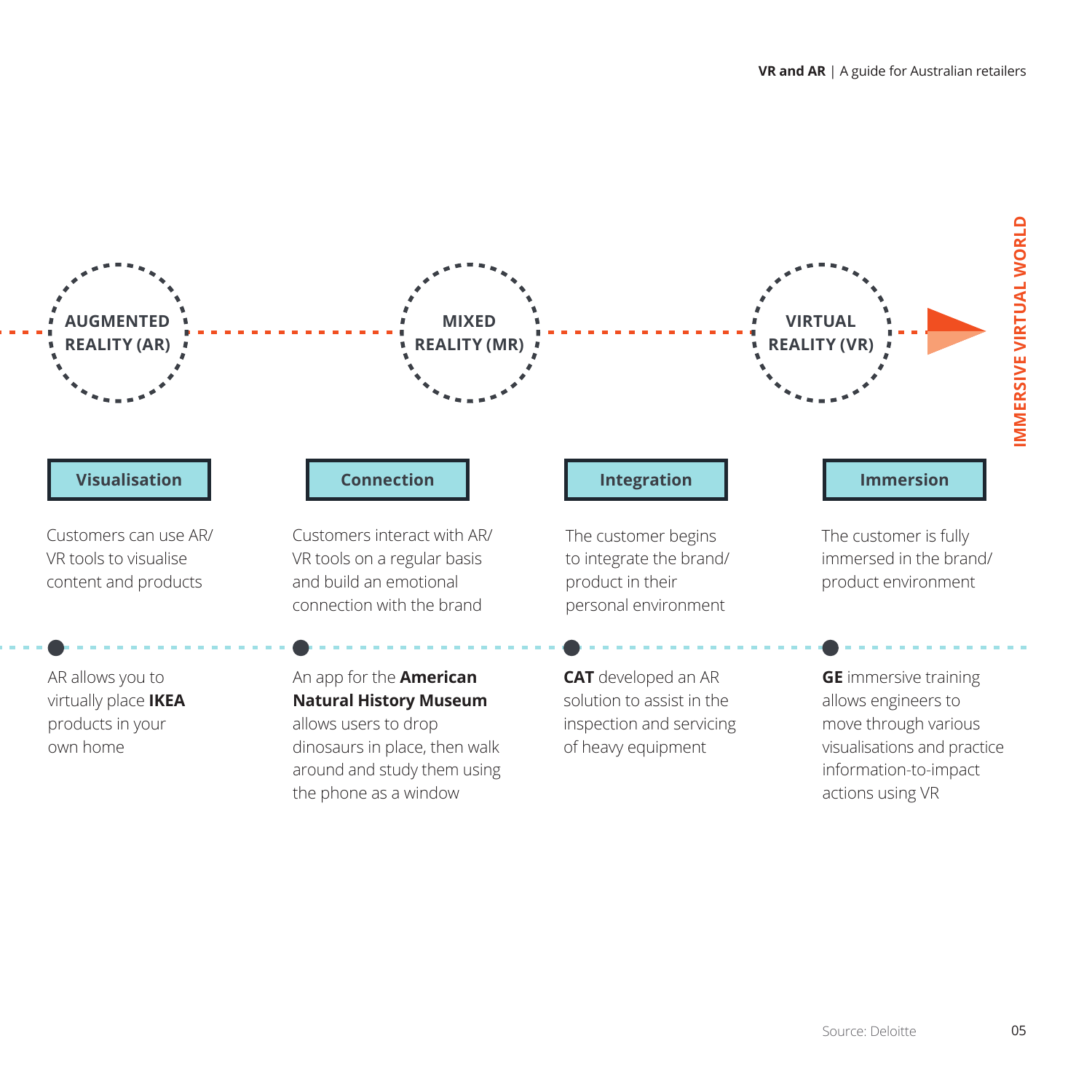AUGMENTED REALITY (AR) → MIXED REALITY (MR) → VIRTUAL REALITY (VR) → IMMERSIVE VIRTUAL WORLD

**Visualisation**

Customers can use AR/VR tools to visualise content and products

AR allows you to virtually place **IKEA** products in your own home

**Connection**

Customers interact with AR/VR tools on a regular basis and build an emotional connection with the brand

An app for the **American Natural History Museum** allows users to drop dinosaurs in place, then walk around and study them using the phone as a window

**Integration**

The customer begins to integrate the brand/product in their personal environment

**CAT** developed an AR solution to assist in the inspection and servicing of heavy equipment

**Immersion**

The customer is fully immersed in the brand/product environment

**GE** immersive training allows engineers to move through various visualisations and practice information-to-impact actions using VR

Source: Deloitte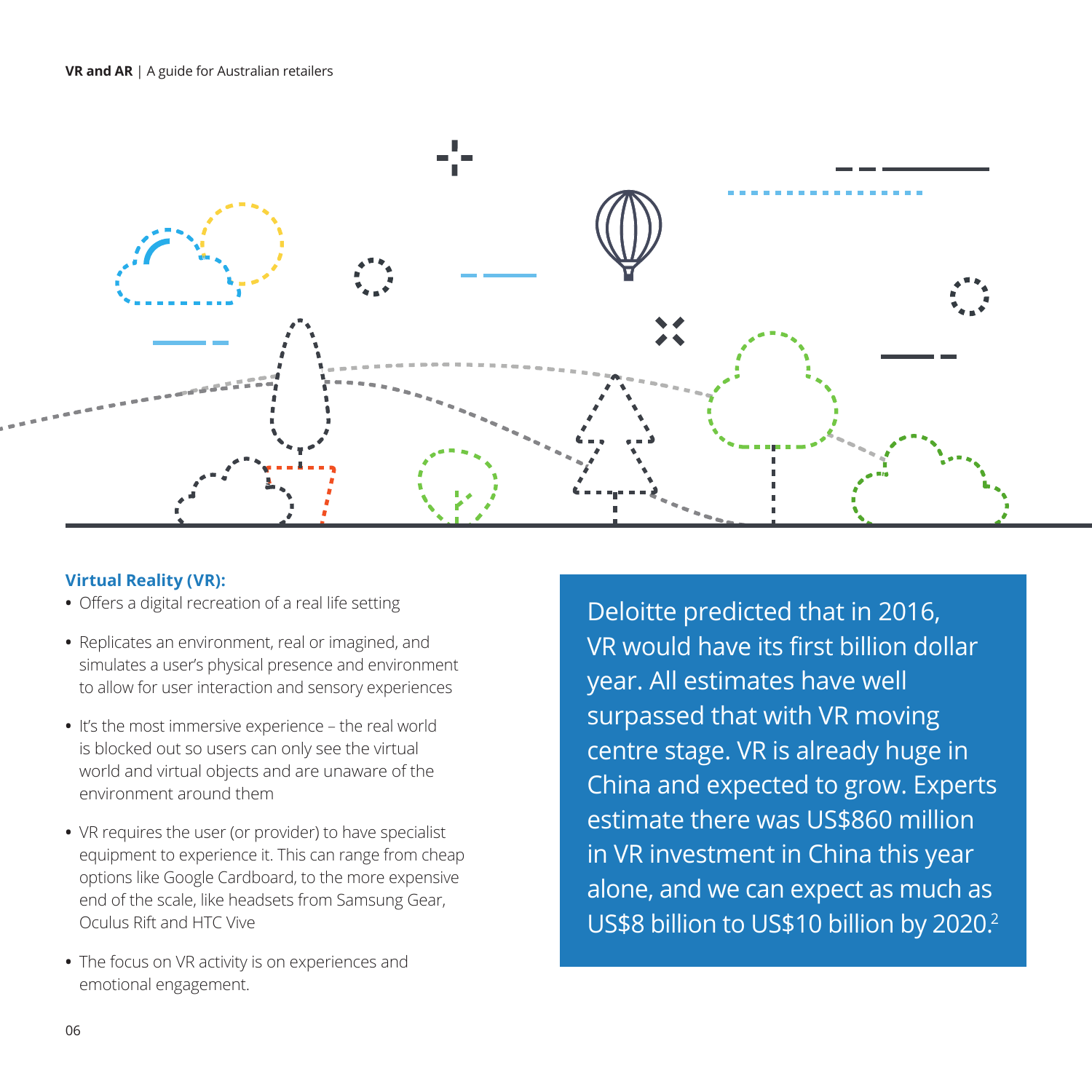**Virtual Reality (VR):**

- Offers a digital recreation of a real life setting
- Replicates an environment, real or imagined, and simulates a user's physical presence and environment to allow for user interaction and sensory experiences
- It's the most immersive experience – the real world is blocked out so users can only see the virtual world and virtual objects and are unaware of the environment around them
- VR requires the user (or provider) to have specialist equipment to experience it. This can range from cheap options like Google Cardboard, to the more expensive end of the scale, like headsets from Samsung Gear, Oculus Rift and HTC Vive
- The focus on VR activity is on experiences and emotional engagement.

Deloitte predicted that in 2016, VR would have its first billion dollar year. All estimates have well surpassed that with VR moving centre stage. VR is already huge in China and expected to grow. Experts estimate there was US$860 million in VR investment in China this year alone, and we can expect as much as US$8 billion to US$10 billion by 2020.[2]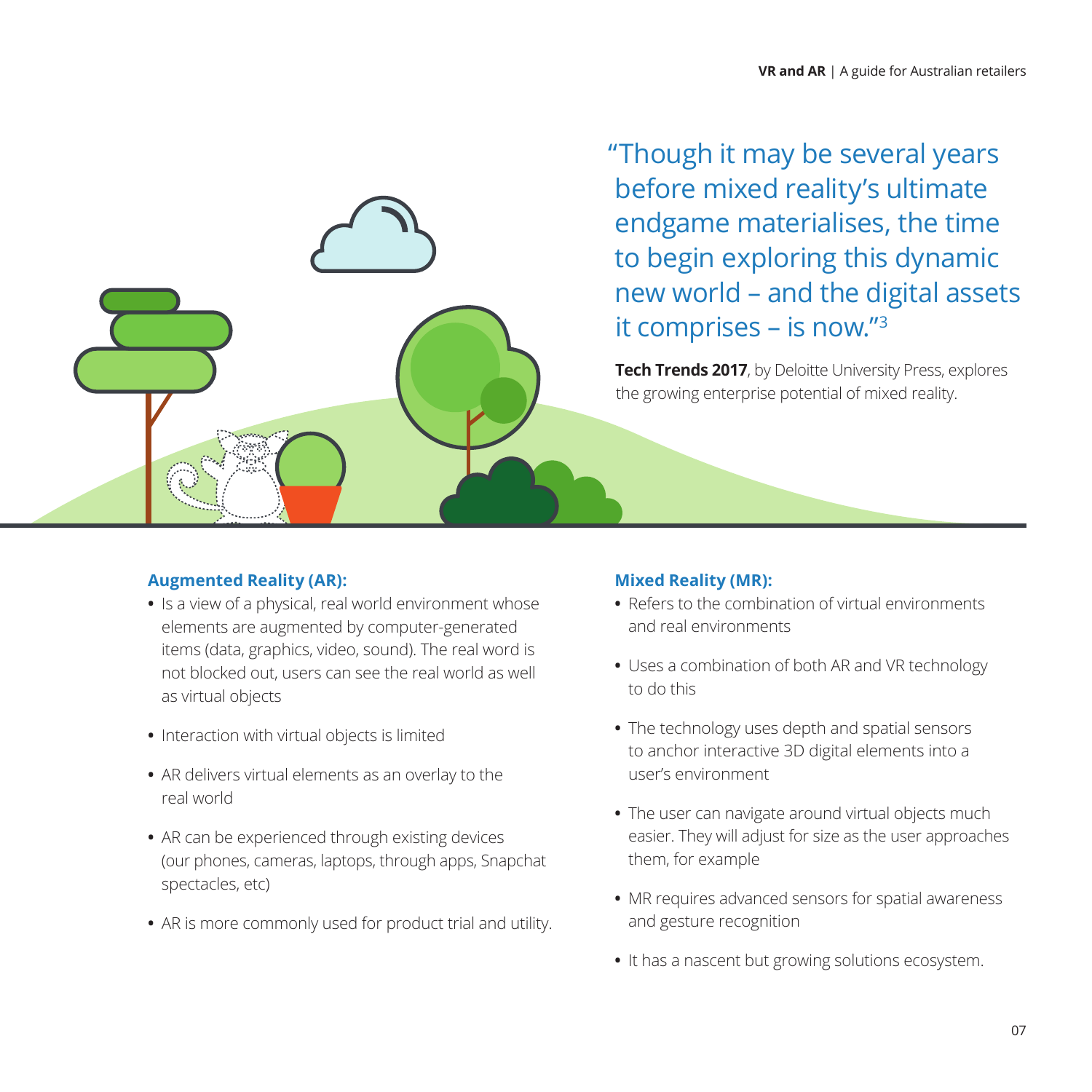> "Though it may be several years before mixed reality's ultimate endgame materialises, the time to begin exploring this dynamic new world – and the digital assets it comprises – is now."[3]

**Tech Trends 2017**, by Deloitte University Press, explores the growing enterprise potential of mixed reality.

**Augmented Reality (AR):**

- Is a view of a physical, real world environment whose elements are augmented by computer-generated items (data, graphics, video, sound). The real word is not blocked out, users can see the real world as well as virtual objects
- Interaction with virtual objects is limited
- AR delivers virtual elements as an overlay to the real world
- AR can be experienced through existing devices (our phones, cameras, laptops, through apps, Snapchat spectacles, etc)
- AR is more commonly used for product trial and utility.

**Mixed Reality (MR):**

- Refers to the combination of virtual environments and real environments
- Uses a combination of both AR and VR technology to do this
- The technology uses depth and spatial sensors to anchor interactive 3D digital elements into a user's environment
- The user can navigate around virtual objects much easier. They will adjust for size as the user approaches them, for example
- MR requires advanced sensors for spatial awareness and gesture recognition
- It has a nascent but growing solutions ecosystem.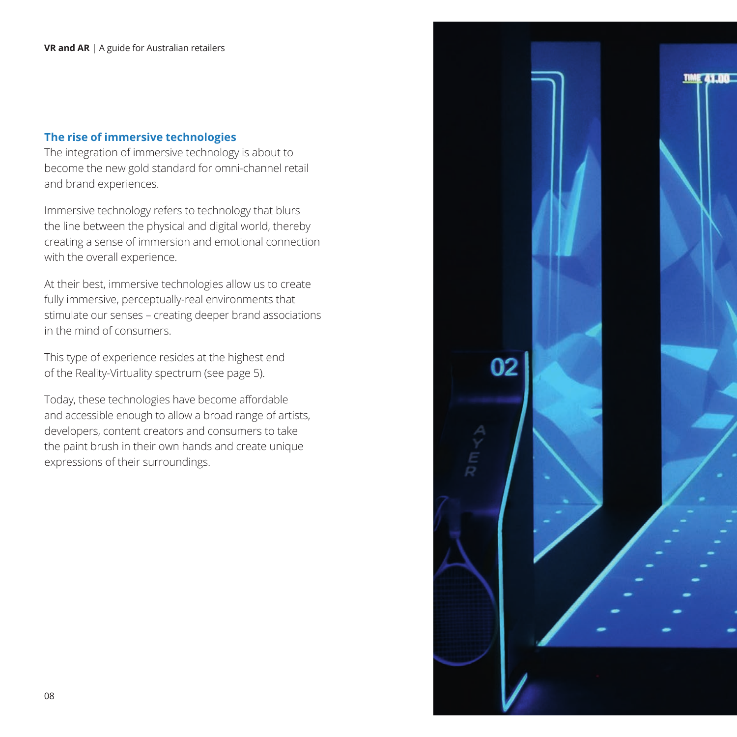## The rise of immersive technologies

The integration of immersive technology is about to become the new gold standard for omni-channel retail and brand experiences.

Immersive technology refers to technology that blurs the line between the physical and digital world, thereby creating a sense of immersion and emotional connection with the overall experience.

At their best, immersive technologies allow us to create fully immersive, perceptually-real environments that stimulate our senses – creating deeper brand associations in the mind of consumers.

This type of experience resides at the highest end of the Reality-Virtuality spectrum (see page 5).

Today, these technologies have become affordable and accessible enough to allow a broad range of artists, developers, content creators and consumers to take the paint brush in their own hands and create unique expressions of their surroundings.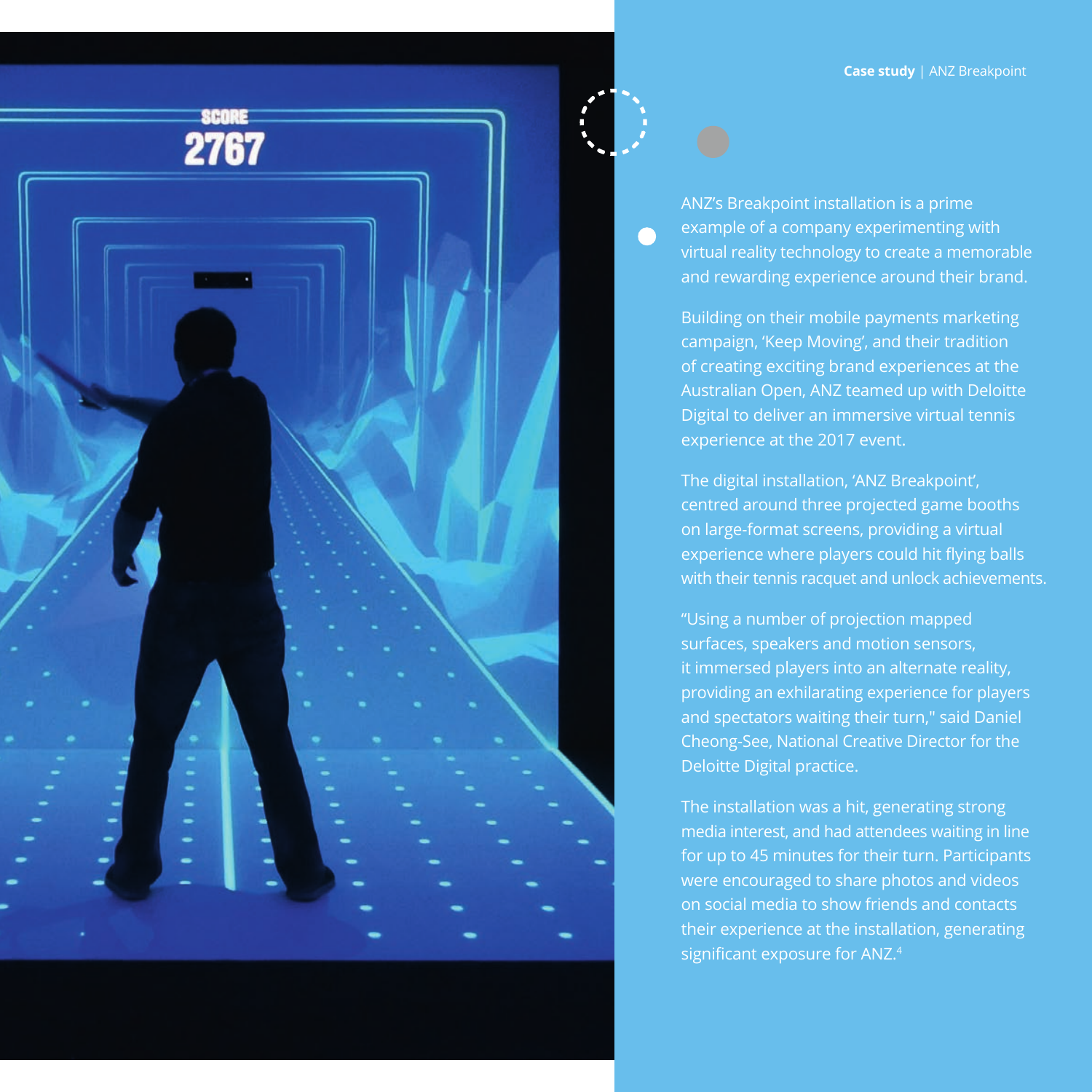**Case study** | ANZ Breakpoint

ANZ's Breakpoint installation is a prime example of a company experimenting with virtual reality technology to create a memorable and rewarding experience around their brand.

Building on their mobile payments marketing campaign, 'Keep Moving', and their tradition of creating exciting brand experiences at the Australian Open, ANZ teamed up with Deloitte Digital to deliver an immersive virtual tennis experience at the 2017 event.

The digital installation, 'ANZ Breakpoint', centred around three projected game booths on large-format screens, providing a virtual experience where players could hit flying balls with their tennis racquet and unlock achievements.

"Using a number of projection mapped surfaces, speakers and motion sensors, it immersed players into an alternate reality, providing an exhilarating experience for players and spectators waiting their turn," said Daniel Cheong-See, National Creative Director for the Deloitte Digital practice.

The installation was a hit, generating strong media interest, and had attendees waiting in line for up to 45 minutes for their turn. Participants were encouraged to share photos and videos on social media to show friends and contacts their experience at the installation, generating significant exposure for ANZ.[4]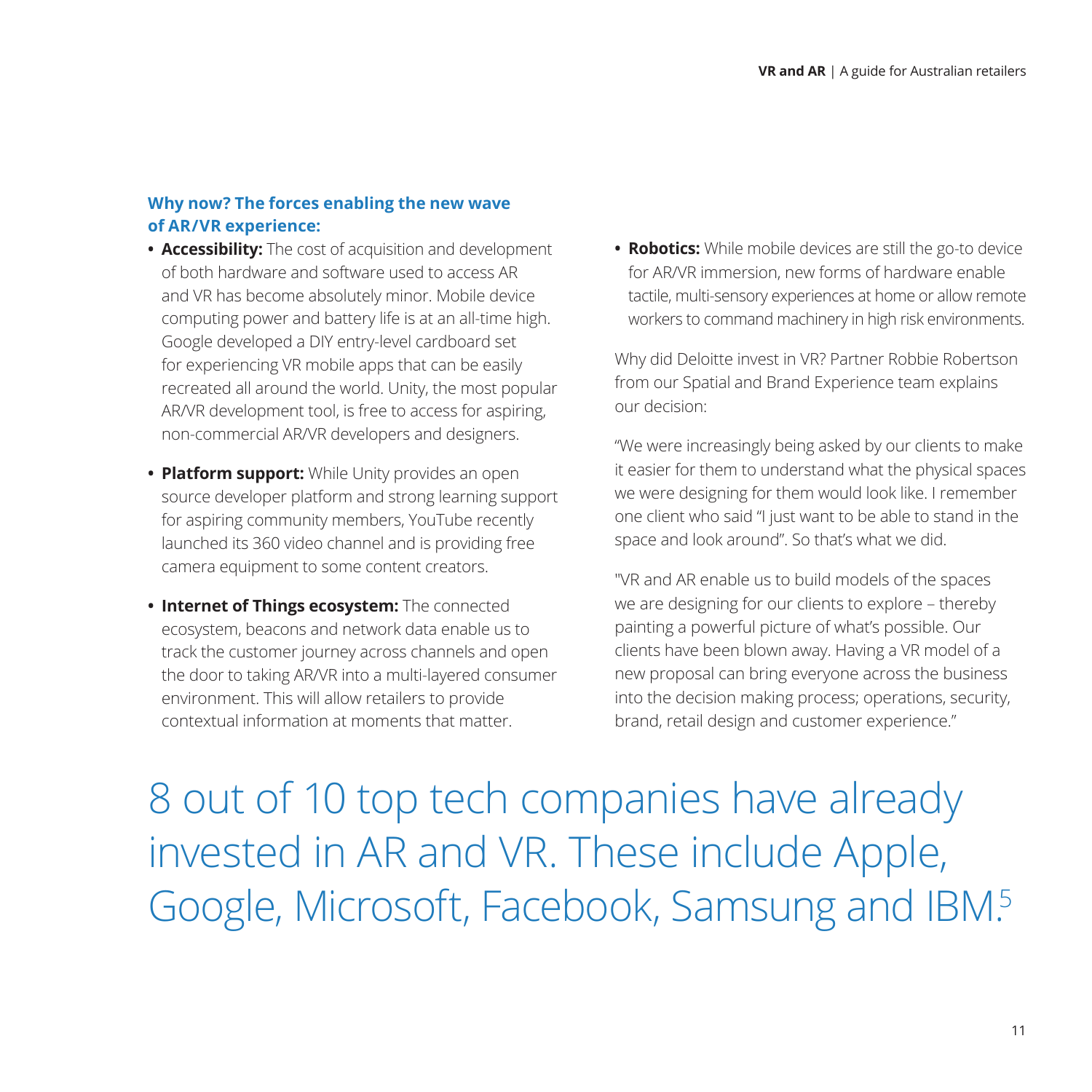### Why now? The forces enabling the new wave of AR/VR experience:

- **Accessibility:** The cost of acquisition and development of both hardware and software used to access AR and VR has become absolutely minor. Mobile device computing power and battery life is at an all-time high. Google developed a DIY entry-level cardboard set for experiencing VR mobile apps that can be easily recreated all around the world. Unity, the most popular AR/VR development tool, is free to access for aspiring, non-commercial AR/VR developers and designers.
- **Platform support:** While Unity provides an open source developer platform and strong learning support for aspiring community members, YouTube recently launched its 360 video channel and is providing free camera equipment to some content creators.
- **Internet of Things ecosystem:** The connected ecosystem, beacons and network data enable us to track the customer journey across channels and open the door to taking AR/VR into a multi-layered consumer environment. This will allow retailers to provide contextual information at moments that matter.
- **Robotics:** While mobile devices are still the go-to device for AR/VR immersion, new forms of hardware enable tactile, multi-sensory experiences at home or allow remote workers to command machinery in high risk environments.

Why did Deloitte invest in VR? Partner Robbie Robertson from our Spatial and Brand Experience team explains our decision:

"We were increasingly being asked by our clients to make it easier for them to understand what the physical spaces we were designing for them would look like. I remember one client who said "I just want to be able to stand in the space and look around". So that's what we did.

"VR and AR enable us to build models of the spaces we are designing for our clients to explore – thereby painting a powerful picture of what's possible. Our clients have been blown away. Having a VR model of a new proposal can bring everyone across the business into the decision making process; operations, security, brand, retail design and customer experience."

## 8 out of 10 top tech companies have already invested in AR and VR. These include Apple, Google, Microsoft, Facebook, Samsung and IBM.[5]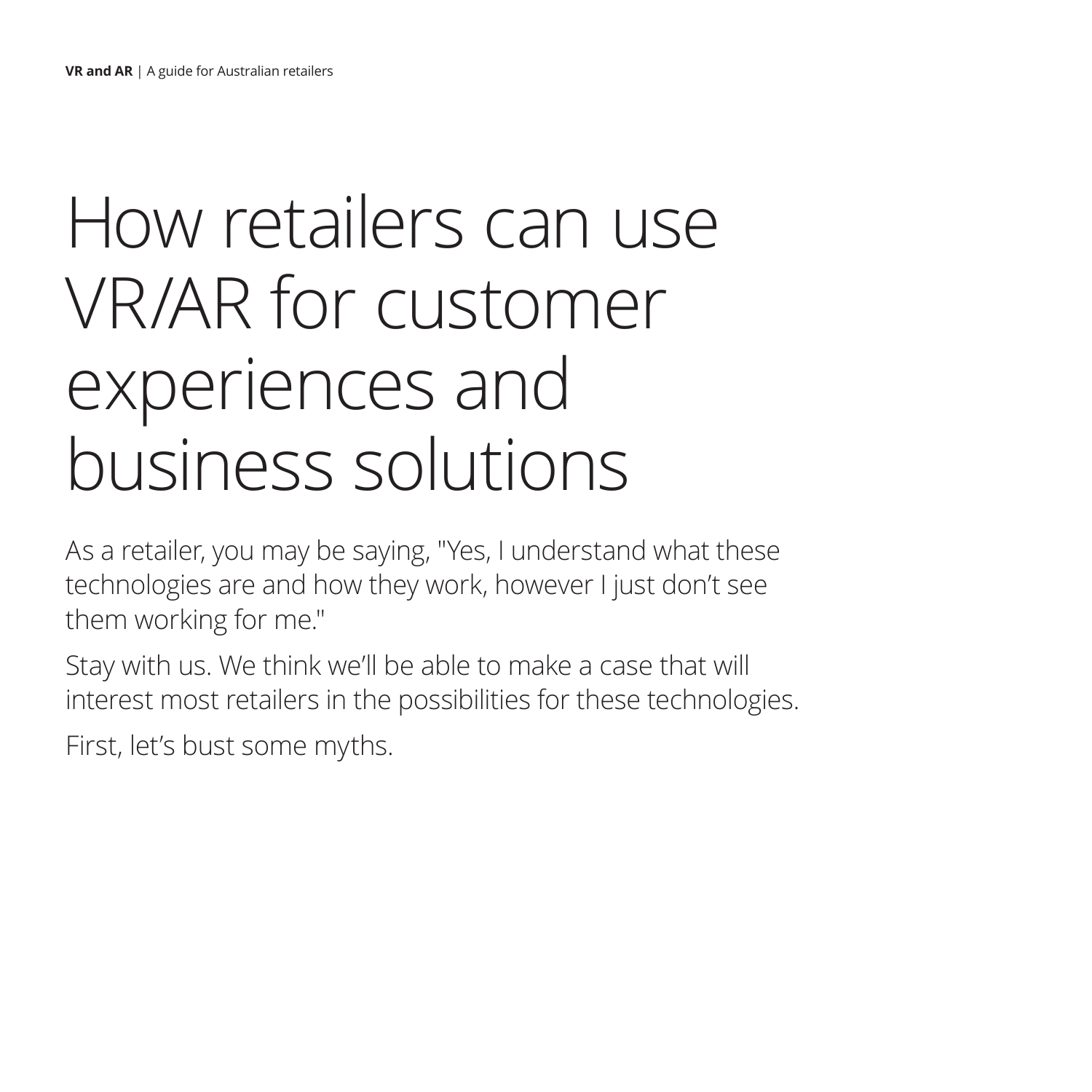# How retailers can use VR/AR for customer experiences and business solutions

As a retailer, you may be saying, "Yes, I understand what these technologies are and how they work, however I just don't see them working for me."

Stay with us. We think we'll be able to make a case that will interest most retailers in the possibilities for these technologies.

First, let's bust some myths.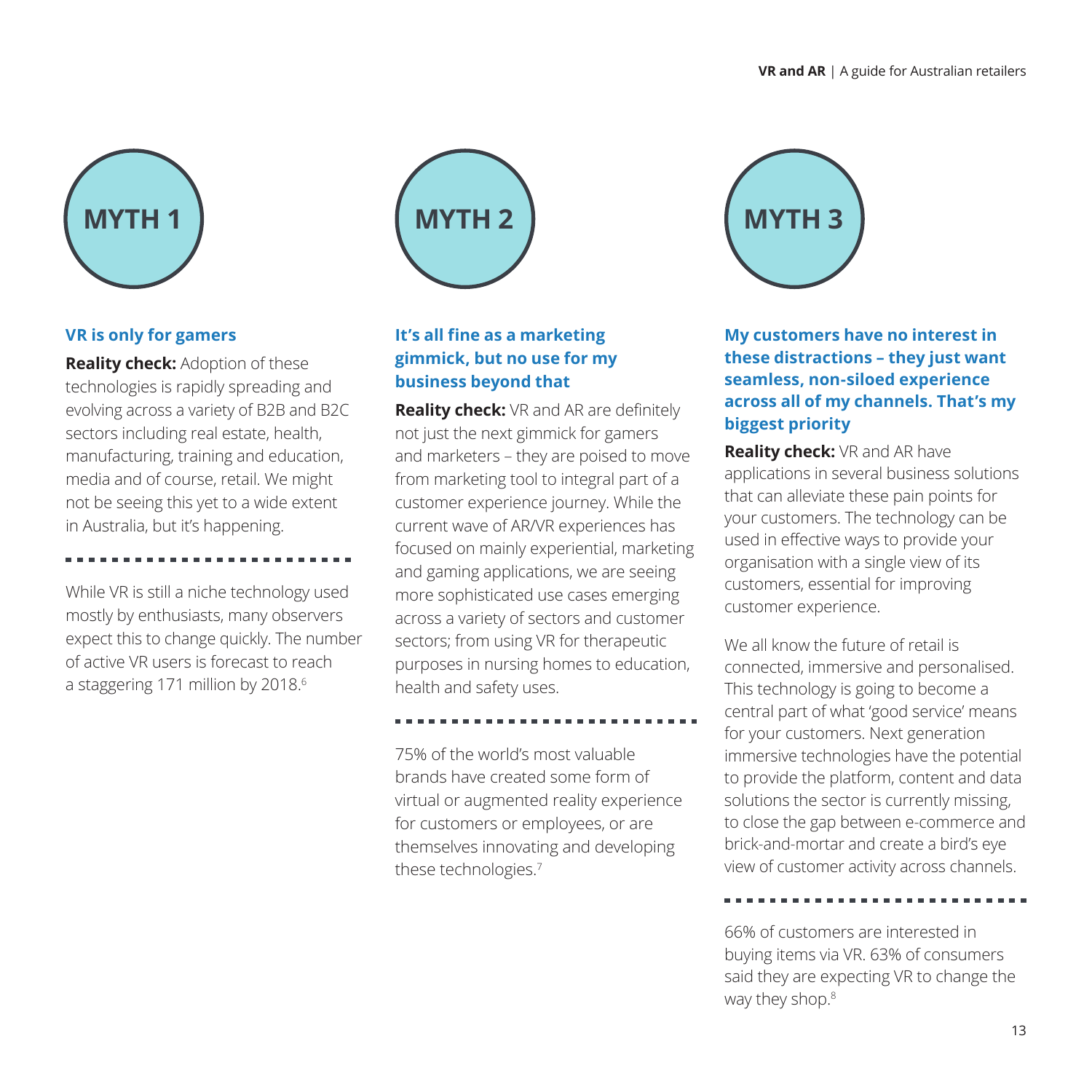## MYTH 1

### VR is only for gamers

**Reality check:** Adoption of these technologies is rapidly spreading and evolving across a variety of B2B and B2C sectors including real estate, health, manufacturing, training and education, media and of course, retail. We might not be seeing this yet to a wide extent in Australia, but it's happening.

While VR is still a niche technology used mostly by enthusiasts, many observers expect this to change quickly. The number of active VR users is forecast to reach a staggering 171 million by 2018.[6]

## MYTH 2

### It's all fine as a marketing gimmick, but no use for my business beyond that

**Reality check:** VR and AR are definitely not just the next gimmick for gamers and marketers – they are poised to move from marketing tool to integral part of a customer experience journey. While the current wave of AR/VR experiences has focused on mainly experiential, marketing and gaming applications, we are seeing more sophisticated use cases emerging across a variety of sectors and customer sectors; from using VR for therapeutic purposes in nursing homes to education, health and safety uses.

75% of the world's most valuable brands have created some form of virtual or augmented reality experience for customers or employees, or are themselves innovating and developing these technologies.[7]

## MYTH 3

### My customers have no interest in these distractions – they just want seamless, non-siloed experience across all of my channels. That's my biggest priority

**Reality check:** VR and AR have applications in several business solutions that can alleviate these pain points for your customers. The technology can be used in effective ways to provide your organisation with a single view of its customers, essential for improving customer experience.

We all know the future of retail is connected, immersive and personalised. This technology is going to become a central part of what 'good service' means for your customers. Next generation immersive technologies have the potential to provide the platform, content and data solutions the sector is currently missing, to close the gap between e-commerce and brick-and-mortar and create a bird's eye view of customer activity across channels.

66% of customers are interested in buying items via VR. 63% of consumers said they are expecting VR to change the way they shop.[8]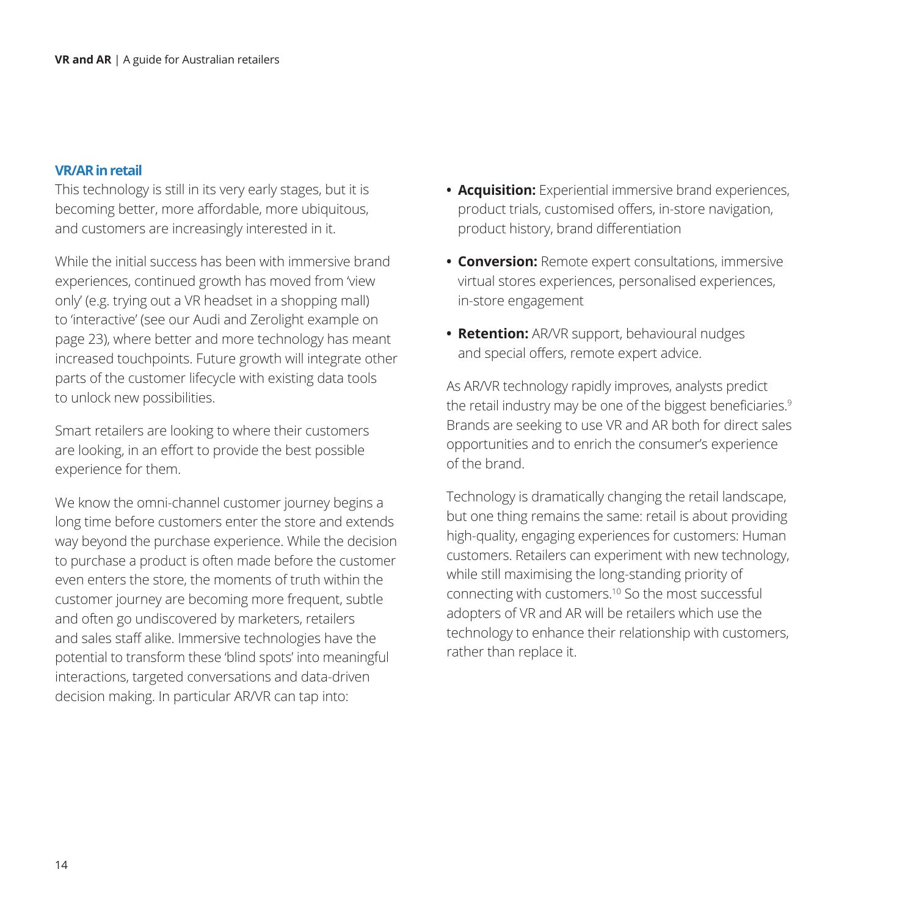## VR/AR in retail

This technology is still in its very early stages, but it is becoming better, more affordable, more ubiquitous, and customers are increasingly interested in it.

While the initial success has been with immersive brand experiences, continued growth has moved from 'view only' (e.g. trying out a VR headset in a shopping mall) to 'interactive' (see our Audi and Zerolight example on page 23), where better and more technology has meant increased touchpoints. Future growth will integrate other parts of the customer lifecycle with existing data tools to unlock new possibilities.

Smart retailers are looking to where their customers are looking, in an effort to provide the best possible experience for them.

We know the omni-channel customer journey begins a long time before customers enter the store and extends way beyond the purchase experience. While the decision to purchase a product is often made before the customer even enters the store, the moments of truth within the customer journey are becoming more frequent, subtle and often go undiscovered by marketers, retailers and sales staff alike. Immersive technologies have the potential to transform these 'blind spots' into meaningful interactions, targeted conversations and data-driven decision making. In particular AR/VR can tap into:

- **Acquisition:** Experiential immersive brand experiences, product trials, customised offers, in-store navigation, product history, brand differentiation
- **Conversion:** Remote expert consultations, immersive virtual stores experiences, personalised experiences, in-store engagement
- **Retention:** AR/VR support, behavioural nudges and special offers, remote expert advice.

As AR/VR technology rapidly improves, analysts predict the retail industry may be one of the biggest beneficiaries.[9] Brands are seeking to use VR and AR both for direct sales opportunities and to enrich the consumer's experience of the brand.

Technology is dramatically changing the retail landscape, but one thing remains the same: retail is about providing high-quality, engaging experiences for customers: Human customers. Retailers can experiment with new technology, while still maximising the long-standing priority of connecting with customers.[10] So the most successful adopters of VR and AR will be retailers which use the technology to enhance their relationship with customers, rather than replace it.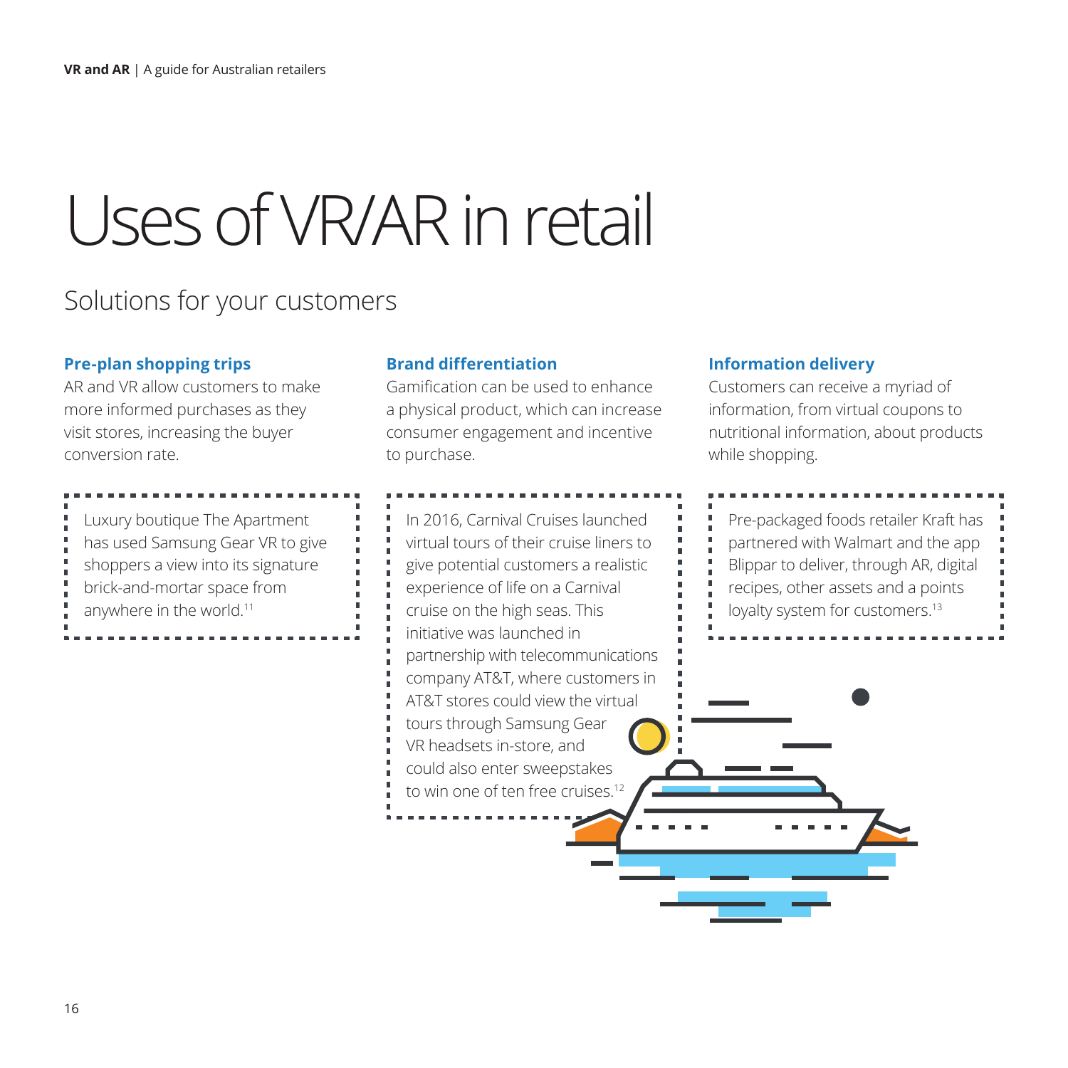# Uses of VR/AR in retail

## Solutions for your customers

### Pre-plan shopping trips

AR and VR allow customers to make more informed purchases as they visit stores, increasing the buyer conversion rate.

Luxury boutique The Apartment has used Samsung Gear VR to give shoppers a view into its signature brick-and-mortar space from anywhere in the world.[11]

### Brand differentiation

Gamification can be used to enhance a physical product, which can increase consumer engagement and incentive to purchase.

In 2016, Carnival Cruises launched virtual tours of their cruise liners to give potential customers a realistic experience of life on a Carnival cruise on the high seas. This initiative was launched in partnership with telecommunications company AT&T, where customers in AT&T stores could view the virtual tours through Samsung Gear VR headsets in-store, and could also enter sweepstakes to win one of ten free cruises.[12]

### Information delivery

Customers can receive a myriad of information, from virtual coupons to nutritional information, about products while shopping.

Pre-packaged foods retailer Kraft has partnered with Walmart and the app Blippar to deliver, through AR, digital recipes, other assets and a points loyalty system for customers.[13]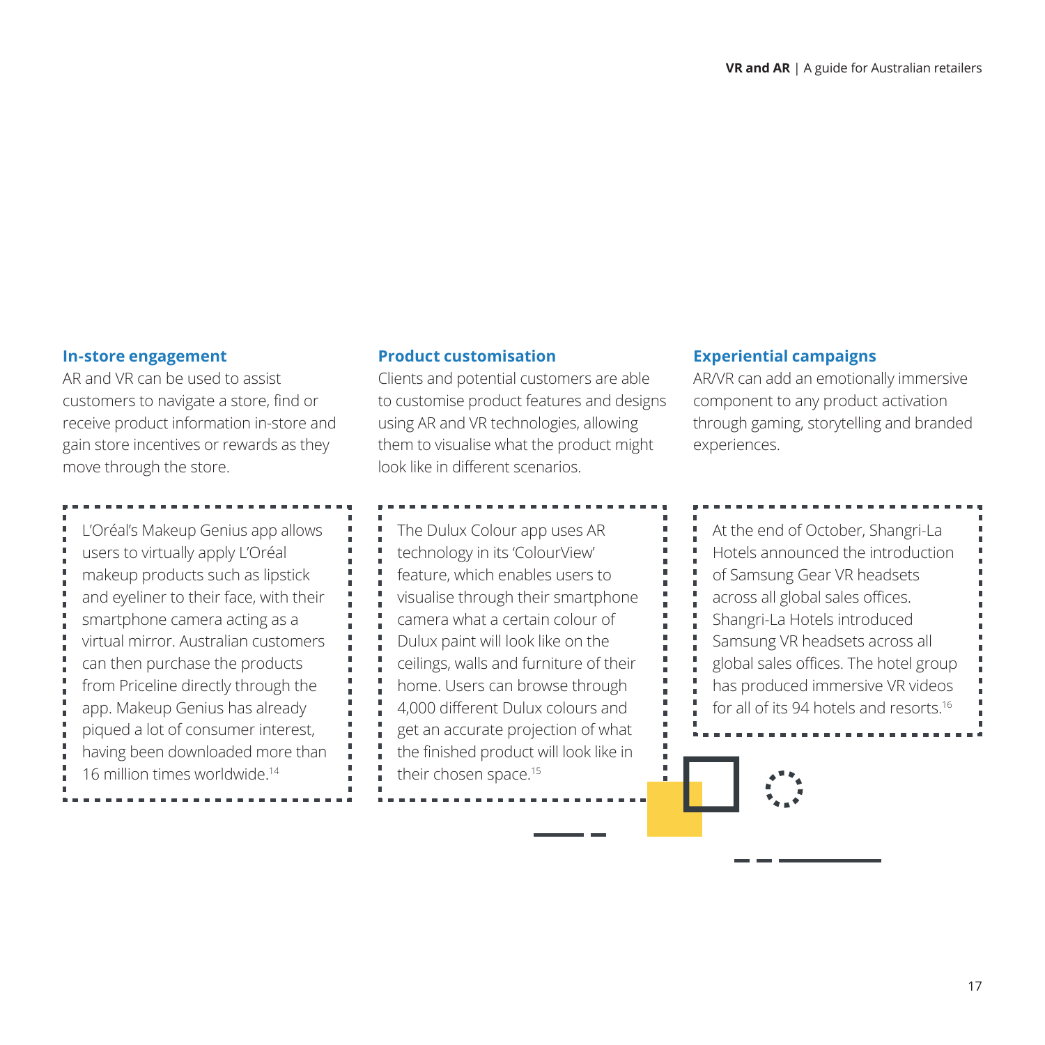### In-store engagement

AR and VR can be used to assist customers to navigate a store, find or receive product information in-store and gain store incentives or rewards as they move through the store.

L'Oréal's Makeup Genius app allows users to virtually apply L'Oréal makeup products such as lipstick and eyeliner to their face, with their smartphone camera acting as a virtual mirror. Australian customers can then purchase the products from Priceline directly through the app. Makeup Genius has already piqued a lot of consumer interest, having been downloaded more than 16 million times worldwide.[14]

### Product customisation

Clients and potential customers are able to customise product features and designs using AR and VR technologies, allowing them to visualise what the product might look like in different scenarios.

The Dulux Colour app uses AR technology in its 'ColourView' feature, which enables users to visualise through their smartphone camera what a certain colour of Dulux paint will look like on the ceilings, walls and furniture of their home. Users can browse through 4,000 different Dulux colours and get an accurate projection of what the finished product will look like in their chosen space.[15]

### Experiential campaigns

AR/VR can add an emotionally immersive component to any product activation through gaming, storytelling and branded experiences.

At the end of October, Shangri-La Hotels announced the introduction of Samsung Gear VR headsets across all global sales offices. Shangri-La Hotels introduced Samsung VR headsets across all global sales offices. The hotel group has produced immersive VR videos for all of its 94 hotels and resorts.[16]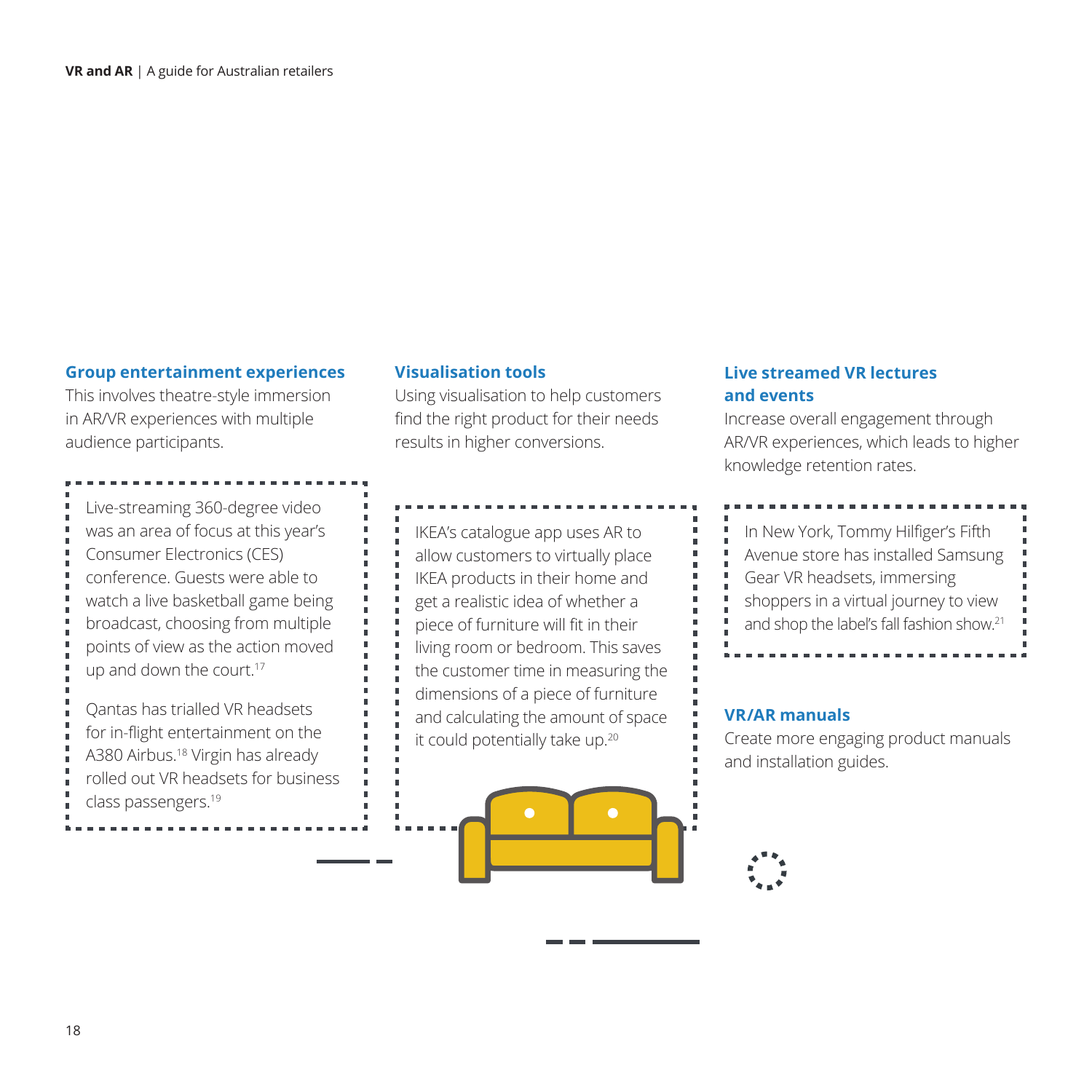### Group entertainment experiences

This involves theatre-style immersion in AR/VR experiences with multiple audience participants.

Live-streaming 360-degree video was an area of focus at this year's Consumer Electronics (CES) conference. Guests were able to watch a live basketball game being broadcast, choosing from multiple points of view as the action moved up and down the court.[17]

Qantas has trialled VR headsets for in-flight entertainment on the A380 Airbus.[18] Virgin has already rolled out VR headsets for business class passengers.[19]

### Visualisation tools

Using visualisation to help customers find the right product for their needs results in higher conversions.

IKEA's catalogue app uses AR to allow customers to virtually place IKEA products in their home and get a realistic idea of whether a piece of furniture will fit in their living room or bedroom. This saves the customer time in measuring the dimensions of a piece of furniture and calculating the amount of space it could potentially take up.[20]

### Live streamed VR lectures and events

Increase overall engagement through AR/VR experiences, which leads to higher knowledge retention rates.

In New York, Tommy Hilfiger's Fifth Avenue store has installed Samsung Gear VR headsets, immersing shoppers in a virtual journey to view and shop the label's fall fashion show.[21]

### VR/AR manuals

Create more engaging product manuals and installation guides.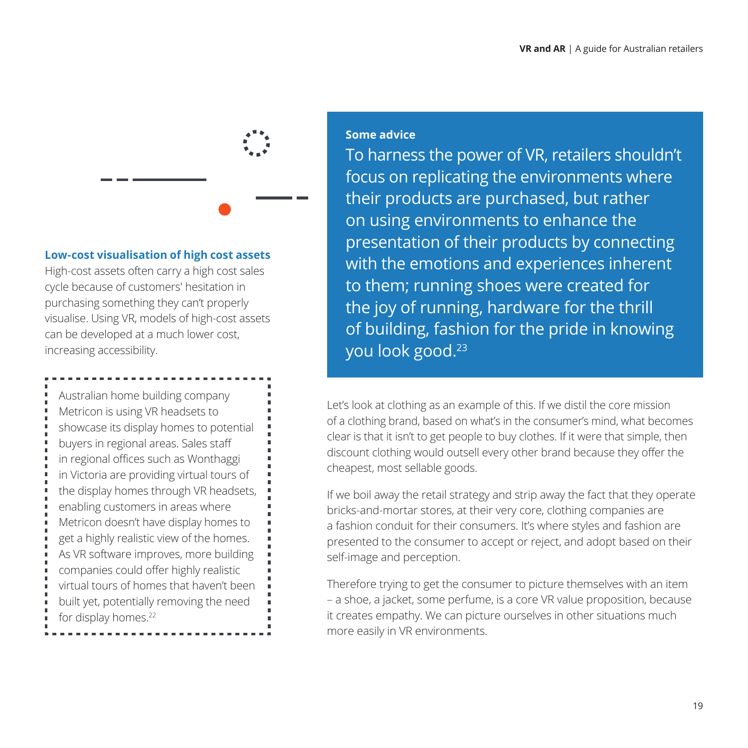### Low-cost visualisation of high cost assets

High-cost assets often carry a high cost sales cycle because of customers' hesitation in purchasing something they can't properly visualise. Using VR, models of high-cost assets can be developed at a much lower cost, increasing accessibility.

> Australian home building company Metricon is using VR headsets to showcase its display homes to potential buyers in regional areas. Sales staff in regional offices such as Wonthaggi in Victoria are providing virtual tours of the display homes through VR headsets, enabling customers in areas where Metricon doesn't have display homes to get a highly realistic view of the homes. As VR software improves, more building companies could offer highly realistic virtual tours of homes that haven't been built yet, potentially removing the need for display homes.[22]

**Some advice**

To harness the power of VR, retailers shouldn't focus on replicating the environments where their products are purchased, but rather on using environments to enhance the presentation of their products by connecting with the emotions and experiences inherent to them; running shoes were created for the joy of running, hardware for the thrill of building, fashion for the pride in knowing you look good.[23]

Let's look at clothing as an example of this. If we distil the core mission of a clothing brand, based on what's in the consumer's mind, what becomes clear is that it isn't to get people to buy clothes. If it were that simple, then discount clothing would outsell every other brand because they offer the cheapest, most sellable goods.

If we boil away the retail strategy and strip away the fact that they operate bricks-and-mortar stores, at their very core, clothing companies are a fashion conduit for their consumers. It's where styles and fashion are presented to the consumer to accept or reject, and adopt based on their self-image and perception.

Therefore trying to get the consumer to picture themselves with an item – a shoe, a jacket, some perfume, is a core VR value proposition, because it creates empathy. We can picture ourselves in other situations much more easily in VR environments.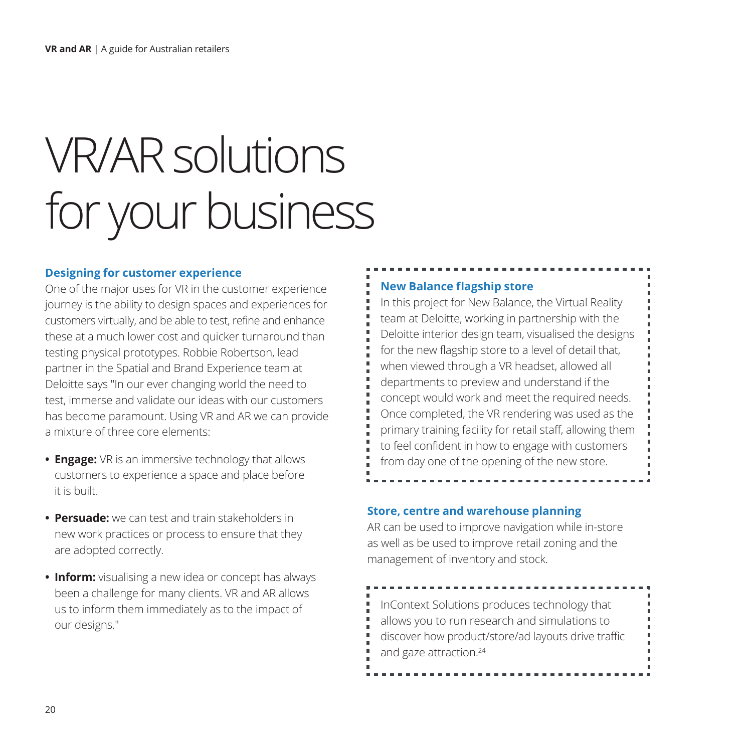# VR/AR solutions for your business

### Designing for customer experience

One of the major uses for VR in the customer experience journey is the ability to design spaces and experiences for customers virtually, and be able to test, refine and enhance these at a much lower cost and quicker turnaround than testing physical prototypes. Robbie Robertson, lead partner in the Spatial and Brand Experience team at Deloitte says "In our ever changing world the need to test, immerse and validate our ideas with our customers has become paramount. Using VR and AR we can provide a mixture of three core elements:

- **Engage:** VR is an immersive technology that allows customers to experience a space and place before it is built.
- **Persuade:** we can test and train stakeholders in new work practices or process to ensure that they are adopted correctly.
- **Inform:** visualising a new idea or concept has always been a challenge for many clients. VR and AR allows us to inform them immediately as to the impact of our designs."

### New Balance flagship store

In this project for New Balance, the Virtual Reality team at Deloitte, working in partnership with the Deloitte interior design team, visualised the designs for the new flagship store to a level of detail that, when viewed through a VR headset, allowed all departments to preview and understand if the concept would work and meet the required needs. Once completed, the VR rendering was used as the primary training facility for retail staff, allowing them to feel confident in how to engage with customers from day one of the opening of the new store.

### Store, centre and warehouse planning

AR can be used to improve navigation while in-store as well as be used to improve retail zoning and the management of inventory and stock.

InContext Solutions produces technology that allows you to run research and simulations to discover how product/store/ad layouts drive traffic and gaze attraction.[24]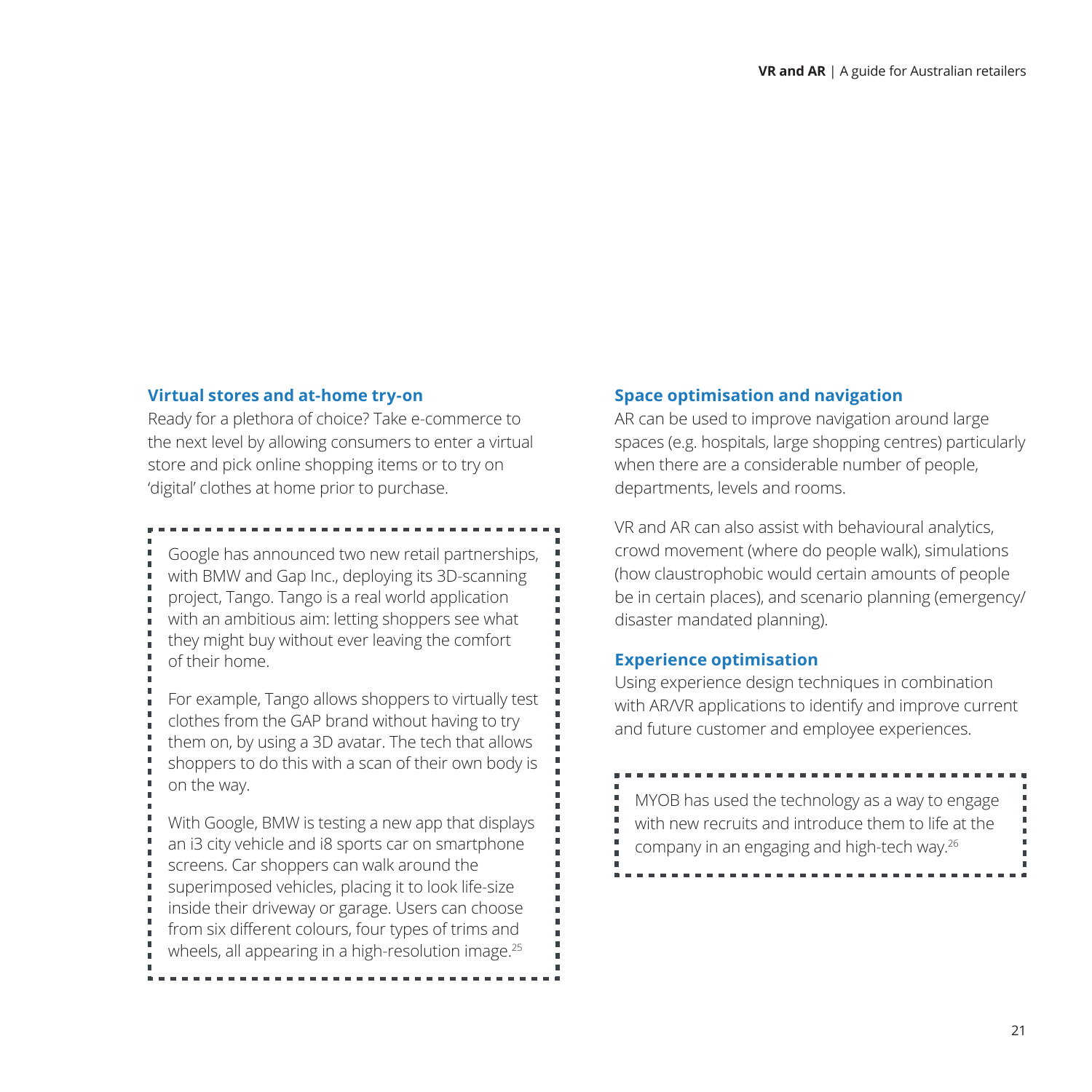### Virtual stores and at-home try-on

Ready for a plethora of choice? Take e-commerce to the next level by allowing consumers to enter a virtual store and pick online shopping items or to try on 'digital' clothes at home prior to purchase.

> Google has announced two new retail partnerships, with BMW and Gap Inc., deploying its 3D-scanning project, Tango. Tango is a real world application with an ambitious aim: letting shoppers see what they might buy without ever leaving the comfort of their home.
>
> For example, Tango allows shoppers to virtually test clothes from the GAP brand without having to try them on, by using a 3D avatar. The tech that allows shoppers to do this with a scan of their own body is on the way.
>
> With Google, BMW is testing a new app that displays an i3 city vehicle and i8 sports car on smartphone screens. Car shoppers can walk around the superimposed vehicles, placing it to look life-size inside their driveway or garage. Users can choose from six different colours, four types of trims and wheels, all appearing in a high-resolution image.[25]

### Space optimisation and navigation

AR can be used to improve navigation around large spaces (e.g. hospitals, large shopping centres) particularly when there are a considerable number of people, departments, levels and rooms.

VR and AR can also assist with behavioural analytics, crowd movement (where do people walk), simulations (how claustrophobic would certain amounts of people be in certain places), and scenario planning (emergency/disaster mandated planning).

### Experience optimisation

Using experience design techniques in combination with AR/VR applications to identify and improve current and future customer and employee experiences.

> MYOB has used the technology as a way to engage with new recruits and introduce them to life at the company in an engaging and high-tech way.[26]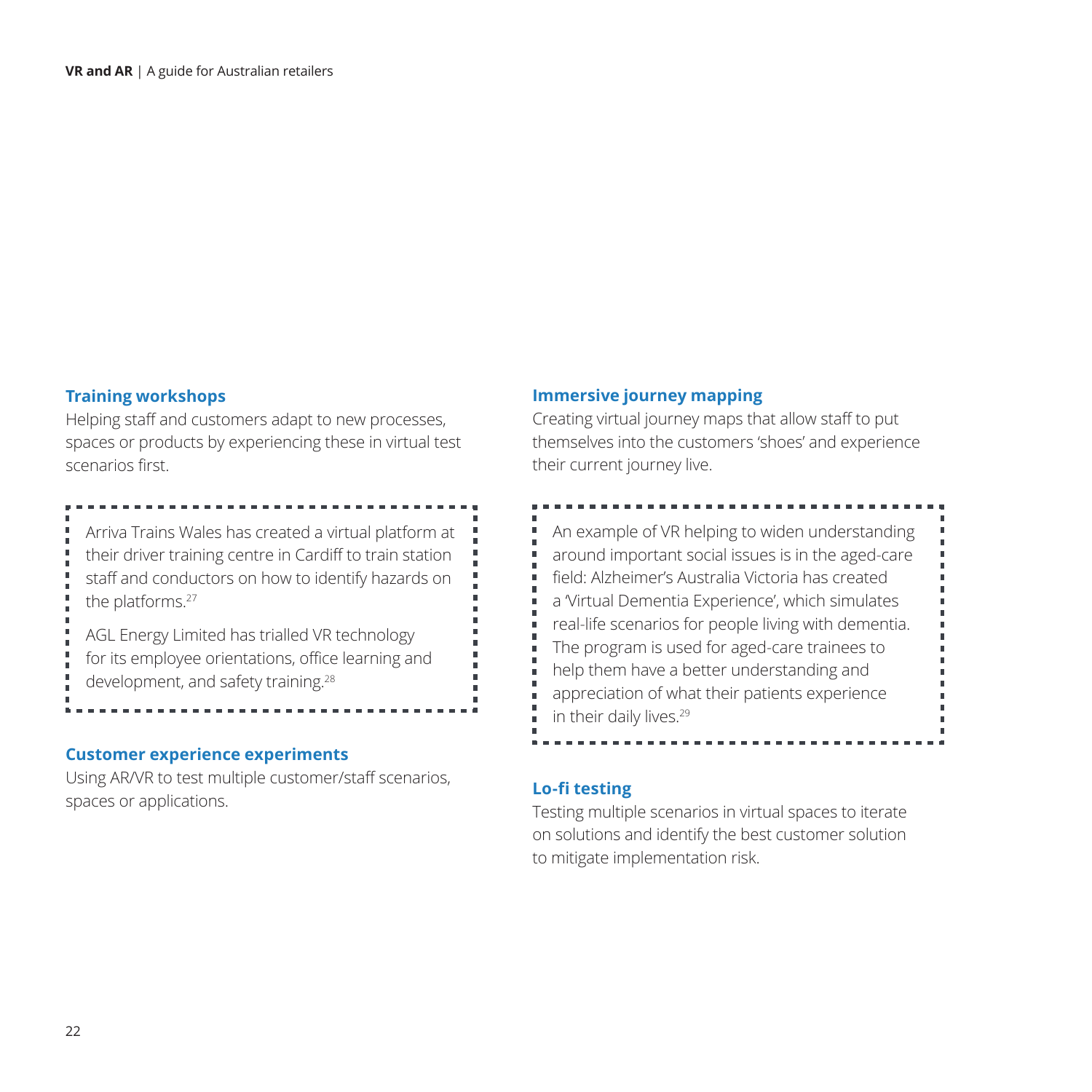### Training workshops

Helping staff and customers adapt to new processes, spaces or products by experiencing these in virtual test scenarios first.

> Arriva Trains Wales has created a virtual platform at their driver training centre in Cardiff to train station staff and conductors on how to identify hazards on the platforms.[27]
>
> AGL Energy Limited has trialled VR technology for its employee orientations, office learning and development, and safety training.[28]

### Customer experience experiments

Using AR/VR to test multiple customer/staff scenarios, spaces or applications.

### Immersive journey mapping

Creating virtual journey maps that allow staff to put themselves into the customers 'shoes' and experience their current journey live.

> An example of VR helping to widen understanding around important social issues is in the aged-care field: Alzheimer's Australia Victoria has created a 'Virtual Dementia Experience', which simulates real-life scenarios for people living with dementia. The program is used for aged-care trainees to help them have a better understanding and appreciation of what their patients experience in their daily lives.[29]

### Lo-fi testing

Testing multiple scenarios in virtual spaces to iterate on solutions and identify the best customer solution to mitigate implementation risk.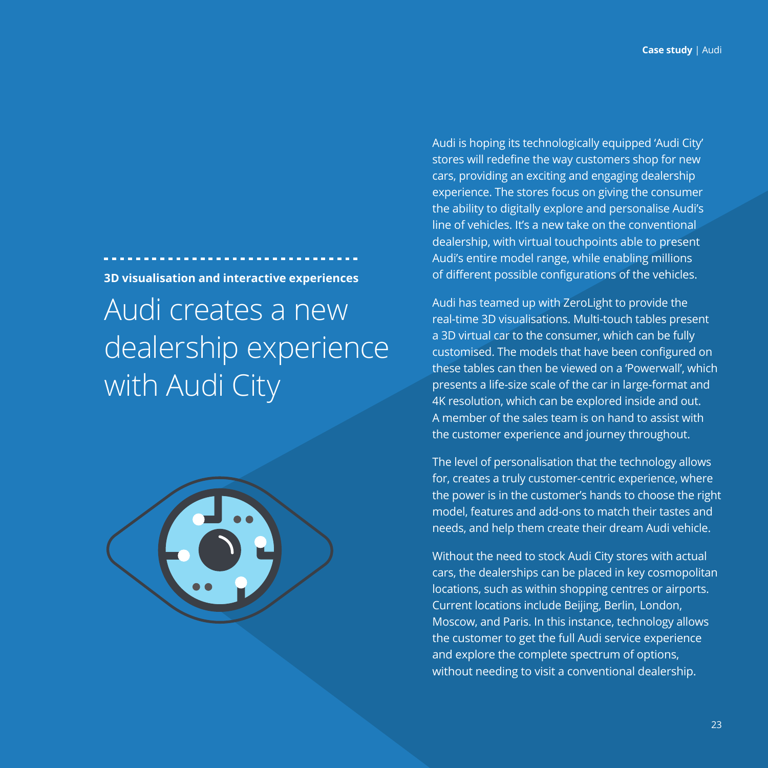**3D visualisation and interactive experiences**

# Audi creates a new dealership experience with Audi City

Audi is hoping its technologically equipped 'Audi City' stores will redefine the way customers shop for new cars, providing an exciting and engaging dealership experience. The stores focus on giving the consumer the ability to digitally explore and personalise Audi's line of vehicles. It's a new take on the conventional dealership, with virtual touchpoints able to present Audi's entire model range, while enabling millions of different possible configurations of the vehicles.

Audi has teamed up with ZeroLight to provide the real-time 3D visualisations. Multi-touch tables present a 3D virtual car to the consumer, which can be fully customised. The models that have been configured on these tables can then be viewed on a 'Powerwall', which presents a life-size scale of the car in large-format and 4K resolution, which can be explored inside and out. A member of the sales team is on hand to assist with the customer experience and journey throughout.

The level of personalisation that the technology allows for, creates a truly customer-centric experience, where the power is in the customer's hands to choose the right model, features and add-ons to match their tastes and needs, and help them create their dream Audi vehicle.

Without the need to stock Audi City stores with actual cars, the dealerships can be placed in key cosmopolitan locations, such as within shopping centres or airports. Current locations include Beijing, Berlin, London, Moscow, and Paris. In this instance, technology allows the customer to get the full Audi service experience and explore the complete spectrum of options, without needing to visit a conventional dealership.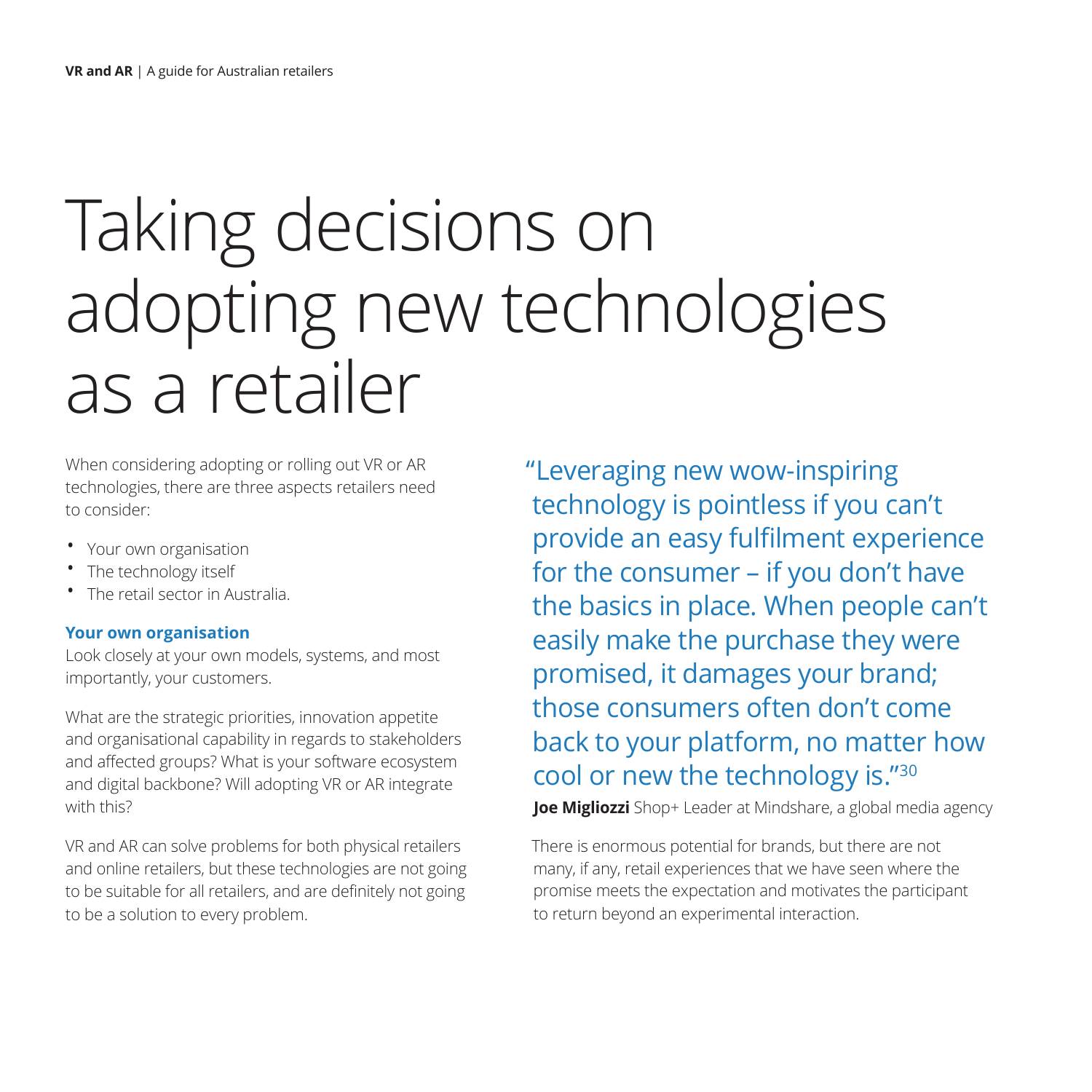# Taking decisions on adopting new technologies as a retailer

When considering adopting or rolling out VR or AR technologies, there are three aspects retailers need to consider:

- Your own organisation
- The technology itself
- The retail sector in Australia.

**Your own organisation**

Look closely at your own models, systems, and most importantly, your customers.

What are the strategic priorities, innovation appetite and organisational capability in regards to stakeholders and affected groups? What is your software ecosystem and digital backbone? Will adopting VR or AR integrate with this?

VR and AR can solve problems for both physical retailers and online retailers, but these technologies are not going to be suitable for all retailers, and are definitely not going to be a solution to every problem.

> "Leveraging new wow-inspiring technology is pointless if you can't provide an easy fulfilment experience for the consumer – if you don't have the basics in place. When people can't easily make the purchase they were promised, it damages your brand; those consumers often don't come back to your platform, no matter how cool or new the technology is."[30]
>
> **Joe Migliozzi** Shop+ Leader at Mindshare, a global media agency

There is enormous potential for brands, but there are not many, if any, retail experiences that we have seen where the promise meets the expectation and motivates the participant to return beyond an experimental interaction.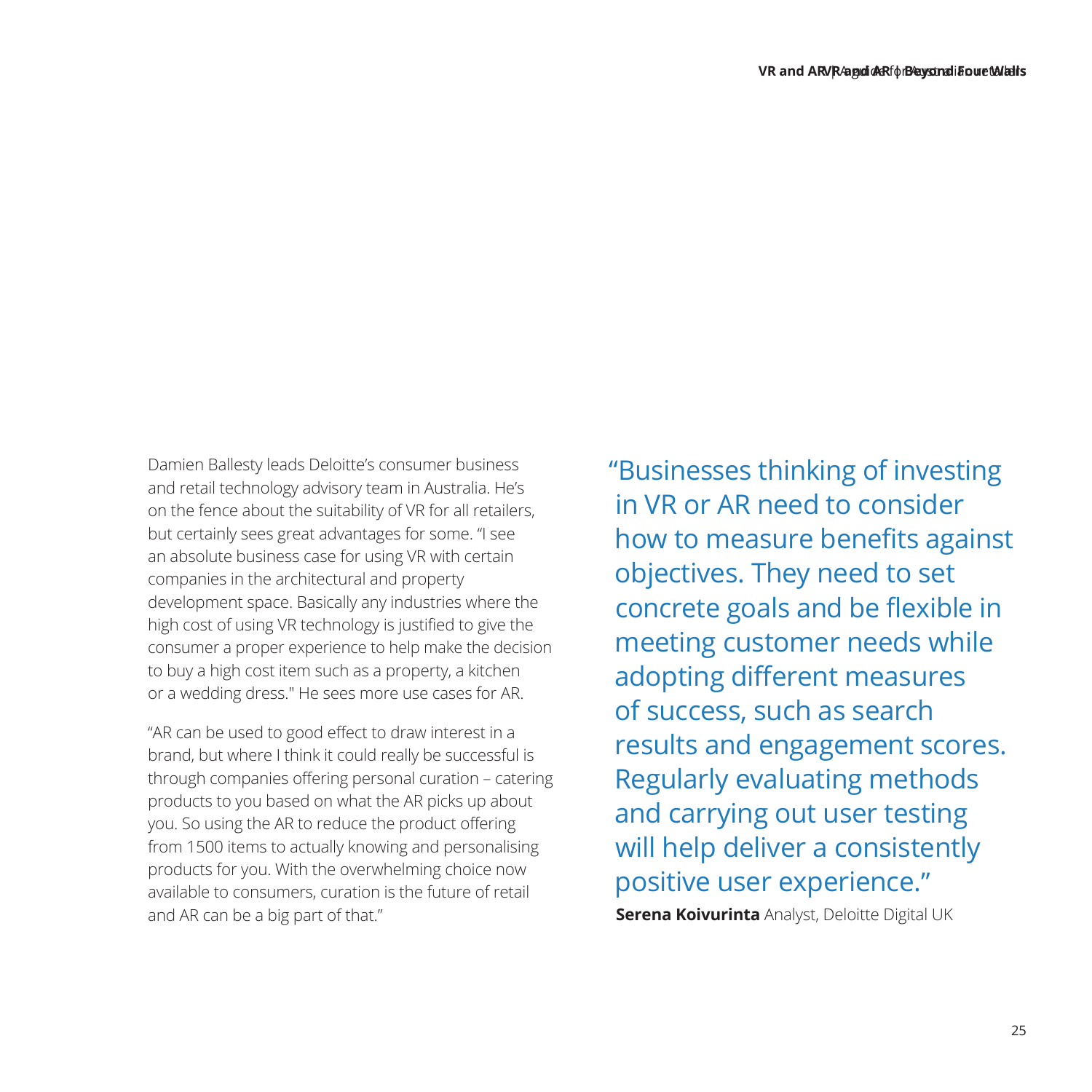Damien Ballesty leads Deloitte's consumer business and retail technology advisory team in Australia. He's on the fence about the suitability of VR for all retailers, but certainly sees great advantages for some. "I see an absolute business case for using VR with certain companies in the architectural and property development space. Basically any industries where the high cost of using VR technology is justified to give the consumer a proper experience to help make the decision to buy a high cost item such as a property, a kitchen or a wedding dress." He sees more use cases for AR.

"AR can be used to good effect to draw interest in a brand, but where I think it could really be successful is through companies offering personal curation – catering products to you based on what the AR picks up about you. So using the AR to reduce the product offering from 1500 items to actually knowing and personalising products for you. With the overwhelming choice now available to consumers, curation is the future of retail and AR can be a big part of that."

> "Businesses thinking of investing in VR or AR need to consider how to measure benefits against objectives. They need to set concrete goals and be flexible in meeting customer needs while adopting different measures of success, such as search results and engagement scores. Regularly evaluating methods and carrying out user testing will help deliver a consistently positive user experience."
>
> **Serena Koivurinta** Analyst, Deloitte Digital UK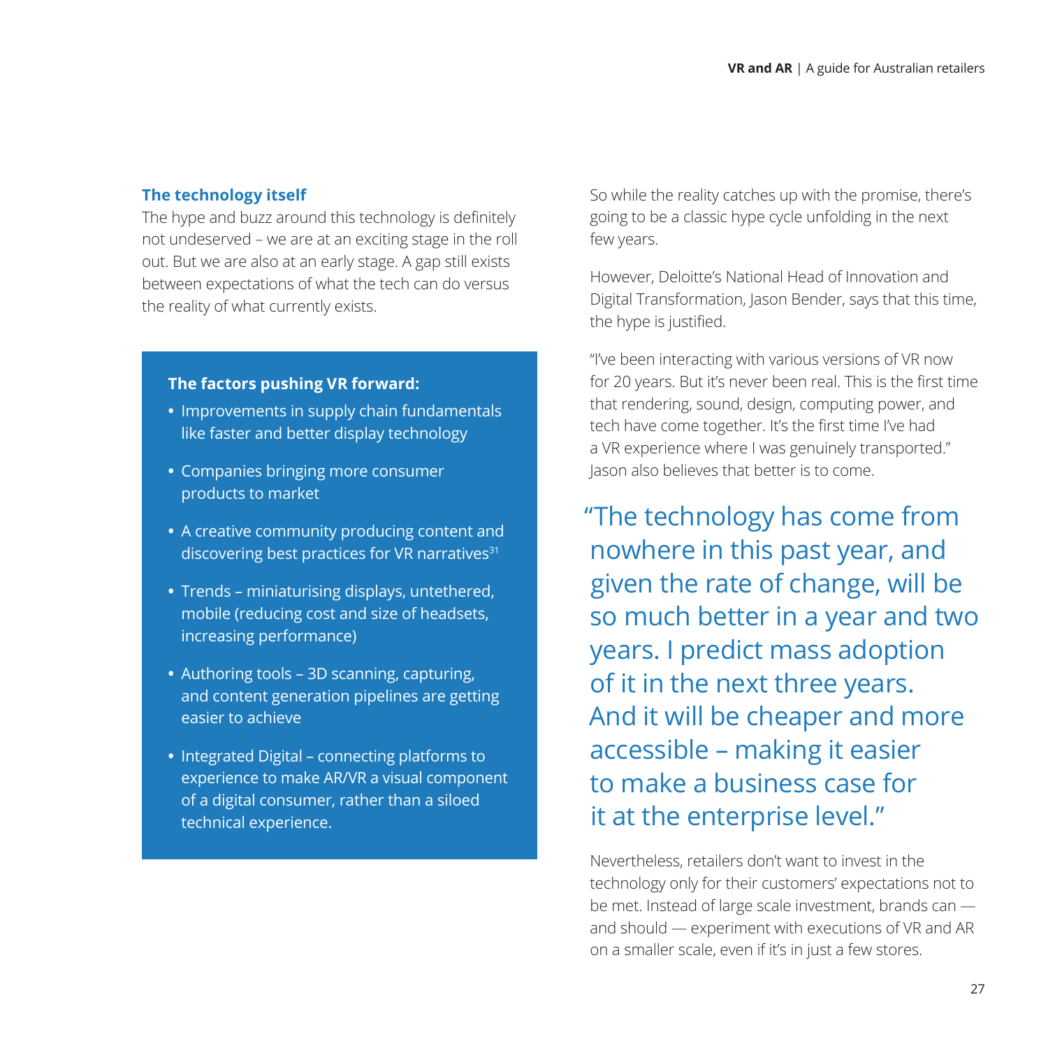### The technology itself

The hype and buzz around this technology is definitely not undeserved – we are at an exciting stage in the roll out. But we are also at an early stage. A gap still exists between expectations of what the tech can do versus the reality of what currently exists.

**The factors pushing VR forward:**

- Improvements in supply chain fundamentals like faster and better display technology
- Companies bringing more consumer products to market
- A creative community producing content and discovering best practices for VR narratives[31]
- Trends – miniaturising displays, untethered, mobile (reducing cost and size of headsets, increasing performance)
- Authoring tools – 3D scanning, capturing, and content generation pipelines are getting easier to achieve
- Integrated Digital – connecting platforms to experience to make AR/VR a visual component of a digital consumer, rather than a siloed technical experience.

So while the reality catches up with the promise, there's going to be a classic hype cycle unfolding in the next few years.

However, Deloitte's National Head of Innovation and Digital Transformation, Jason Bender, says that this time, the hype is justified.

"I've been interacting with various versions of VR now for 20 years. But it's never been real. This is the first time that rendering, sound, design, computing power, and tech have come together. It's the first time I've had a VR experience where I was genuinely transported." Jason also believes that better is to come.

> "The technology has come from nowhere in this past year, and given the rate of change, will be so much better in a year and two years. I predict mass adoption of it in the next three years. And it will be cheaper and more accessible – making it easier to make a business case for it at the enterprise level."

Nevertheless, retailers don't want to invest in the technology only for their customers' expectations not to be met. Instead of large scale investment, brands can — and should — experiment with executions of VR and AR on a smaller scale, even if it's in just a few stores.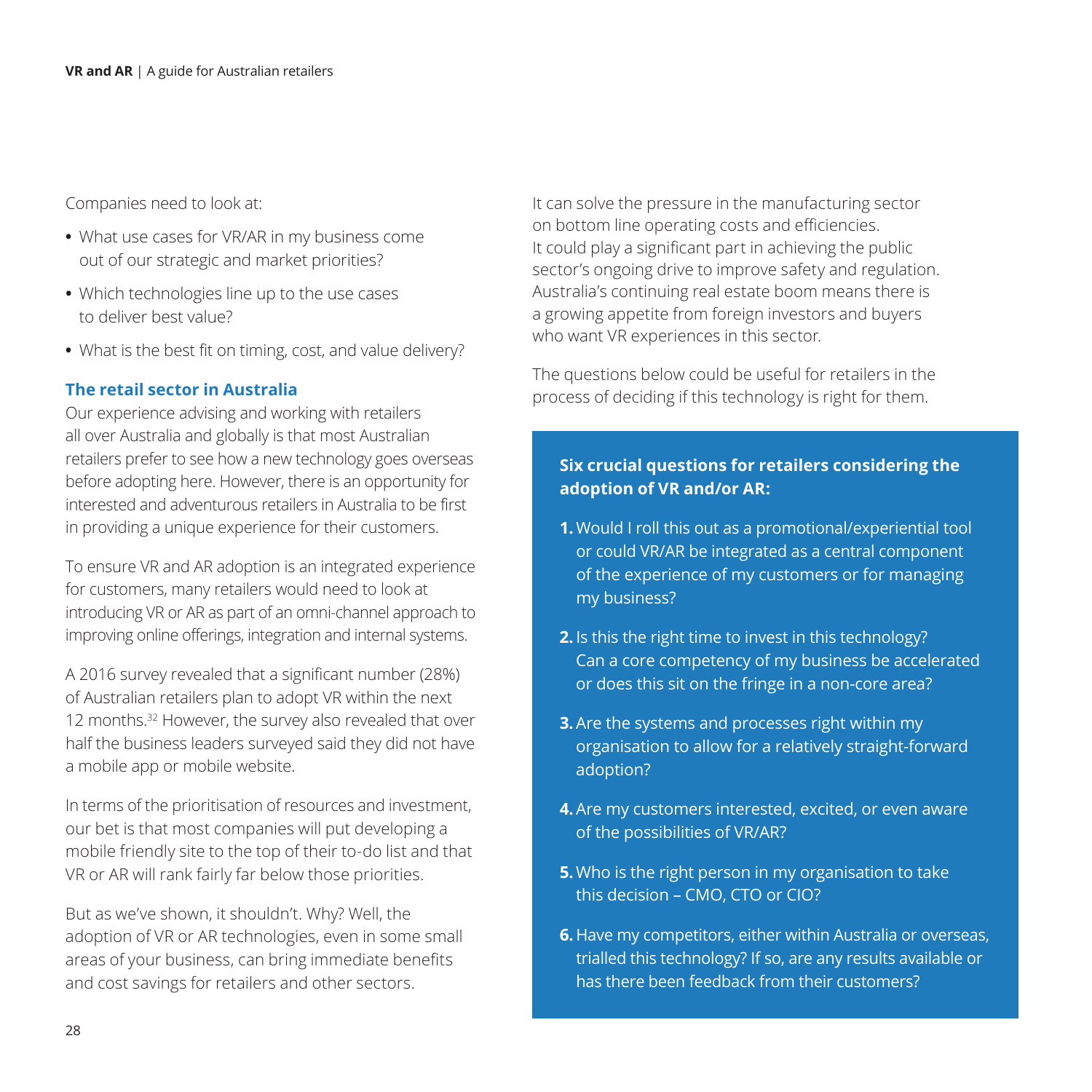Companies need to look at:

- What use cases for VR/AR in my business come out of our strategic and market priorities?
- Which technologies line up to the use cases to deliver best value?
- What is the best fit on timing, cost, and value delivery?

### The retail sector in Australia

Our experience advising and working with retailers all over Australia and globally is that most Australian retailers prefer to see how a new technology goes overseas before adopting here. However, there is an opportunity for interested and adventurous retailers in Australia to be first in providing a unique experience for their customers.

To ensure VR and AR adoption is an integrated experience for customers, many retailers would need to look at introducing VR or AR as part of an omni-channel approach to improving online offerings, integration and internal systems.

A 2016 survey revealed that a significant number (28%) of Australian retailers plan to adopt VR within the next 12 months.[32] However, the survey also revealed that over half the business leaders surveyed said they did not have a mobile app or mobile website.

In terms of the prioritisation of resources and investment, our bet is that most companies will put developing a mobile friendly site to the top of their to-do list and that VR or AR will rank fairly far below those priorities.

But as we've shown, it shouldn't. Why? Well, the adoption of VR or AR technologies, even in some small areas of your business, can bring immediate benefits and cost savings for retailers and other sectors.

It can solve the pressure in the manufacturing sector on bottom line operating costs and efficiencies. It could play a significant part in achieving the public sector's ongoing drive to improve safety and regulation. Australia's continuing real estate boom means there is a growing appetite from foreign investors and buyers who want VR experiences in this sector.

The questions below could be useful for retailers in the process of deciding if this technology is right for them.

**Six crucial questions for retailers considering the adoption of VR and/or AR:**

1. Would I roll this out as a promotional/experiential tool or could VR/AR be integrated as a central component of the experience of my customers or for managing my business?
2. Is this the right time to invest in this technology? Can a core competency of my business be accelerated or does this sit on the fringe in a non-core area?
3. Are the systems and processes right within my organisation to allow for a relatively straight-forward adoption?
4. Are my customers interested, excited, or even aware of the possibilities of VR/AR?
5. Who is the right person in my organisation to take this decision – CMO, CTO or CIO?
6. Have my competitors, either within Australia or overseas, trialled this technology? If so, are any results available or has there been feedback from their customers?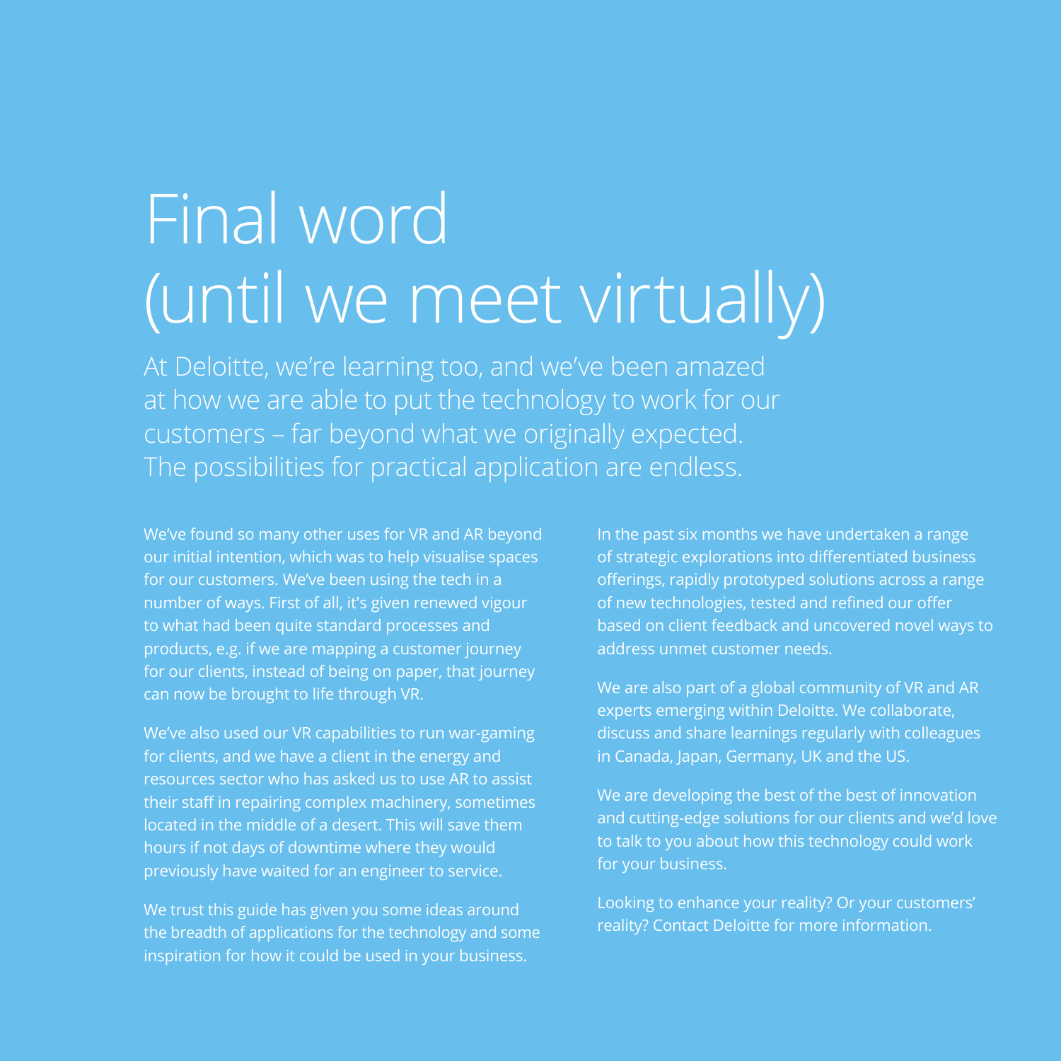# Final word (until we meet virtually)

At Deloitte, we're learning too, and we've been amazed at how we are able to put the technology to work for our customers – far beyond what we originally expected. The possibilities for practical application are endless.

We've found so many other uses for VR and AR beyond our initial intention, which was to help visualise spaces for our customers. We've been using the tech in a number of ways. First of all, it's given renewed vigour to what had been quite standard processes and products, e.g. if we are mapping a customer journey for our clients, instead of being on paper, that journey can now be brought to life through VR.

We've also used our VR capabilities to run war-gaming for clients, and we have a client in the energy and resources sector who has asked us to use AR to assist their staff in repairing complex machinery, sometimes located in the middle of a desert. This will save them hours if not days of downtime where they would previously have waited for an engineer to service.

We trust this guide has given you some ideas around the breadth of applications for the technology and some inspiration for how it could be used in your business.

In the past six months we have undertaken a range of strategic explorations into differentiated business offerings, rapidly prototyped solutions across a range of new technologies, tested and refined our offer based on client feedback and uncovered novel ways to address unmet customer needs.

We are also part of a global community of VR and AR experts emerging within Deloitte. We collaborate, discuss and share learnings regularly with colleagues in Canada, Japan, Germany, UK and the US.

We are developing the best of the best of innovation and cutting-edge solutions for our clients and we'd love to talk to you about how this technology could work for your business.

Looking to enhance your reality? Or your customers' reality? Contact Deloitte for more information.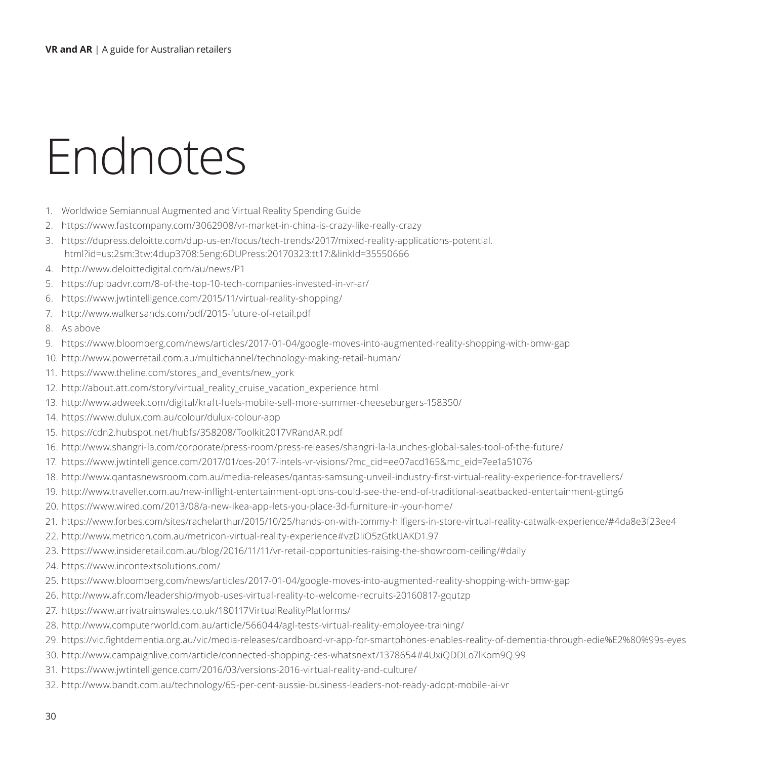# Endnotes

1. Worldwide Semiannual Augmented and Virtual Reality Spending Guide
2. https://www.fastcompany.com/3062908/vr-market-in-china-is-crazy-like-really-crazy
3. https://dupress.deloitte.com/dup-us-en/focus/tech-trends/2017/mixed-reality-applications-potential.html?id=us:2sm:3tw:4dup3708:5eng:6DUPress:20170323:tt17:&linkId=35550666
4. http://www.deloittedigital.com/au/news/P1
5. https://uploadvr.com/8-of-the-top-10-tech-companies-invested-in-vr-ar/
6. https://www.jwtintelligence.com/2015/11/virtual-reality-shopping/
7. http://www.walkersands.com/pdf/2015-future-of-retail.pdf
8. As above
9. https://www.bloomberg.com/news/articles/2017-01-04/google-moves-into-augmented-reality-shopping-with-bmw-gap
10. http://www.powerretail.com.au/multichannel/technology-making-retail-human/
11. https://www.theline.com/stores_and_events/new_york
12. http://about.att.com/story/virtual_reality_cruise_vacation_experience.html
13. http://www.adweek.com/digital/kraft-fuels-mobile-sell-more-summer-cheeseburgers-158350/
14. https://www.dulux.com.au/colour/dulux-colour-app
15. https://cdn2.hubspot.net/hubfs/358208/Toolkit2017VRandAR.pdf
16. http://www.shangri-la.com/corporate/press-room/press-releases/shangri-la-launches-global-sales-tool-of-the-future/
17. https://www.jwtintelligence.com/2017/01/ces-2017-intels-vr-visions/?mc_cid=ee07acd165&mc_eid=7ee1a51076
18. http://www.qantasnewsroom.com.au/media-releases/qantas-samsung-unveil-industry-first-virtual-reality-experience-for-travellers/
19. http://www.traveller.com.au/new-inflight-entertainment-options-could-see-the-end-of-traditional-seatbacked-entertainment-gting6
20. https://www.wired.com/2013/08/a-new-ikea-app-lets-you-place-3d-furniture-in-your-home/
21. https://www.forbes.com/sites/rachelarthur/2015/10/25/hands-on-with-tommy-hilfigers-in-store-virtual-reality-catwalk-experience/#4da8e3f23ee4
22. http://www.metricon.com.au/metricon-virtual-reality-experience#vzDliO5zGtkUAKD1.97
23. https://www.insideretail.com.au/blog/2016/11/11/vr-retail-opportunities-raising-the-showroom-ceiling/#daily
24. https://www.incontextsolutions.com/
25. https://www.bloomberg.com/news/articles/2017-01-04/google-moves-into-augmented-reality-shopping-with-bmw-gap
26. http://www.afr.com/leadership/myob-uses-virtual-reality-to-welcome-recruits-20160817-gqutzp
27. https://www.arrivatrainswales.co.uk/180117VirtualRealityPlatforms/
28. http://www.computerworld.com.au/article/566044/agl-tests-virtual-reality-employee-training/
29. https://vic.fightdementia.org.au/vic/media-releases/cardboard-vr-app-for-smartphones-enables-reality-of-dementia-through-edie%E2%80%99s-eyes
30. http://www.campaignlive.com/article/connected-shopping-ces-whatsnext/1378654#4UxiQDDLo7lKom9Q.99
31. https://www.jwtintelligence.com/2016/03/versions-2016-virtual-reality-and-culture/
32. http://www.bandt.com.au/technology/65-per-cent-aussie-business-leaders-not-ready-adopt-mobile-ai-vr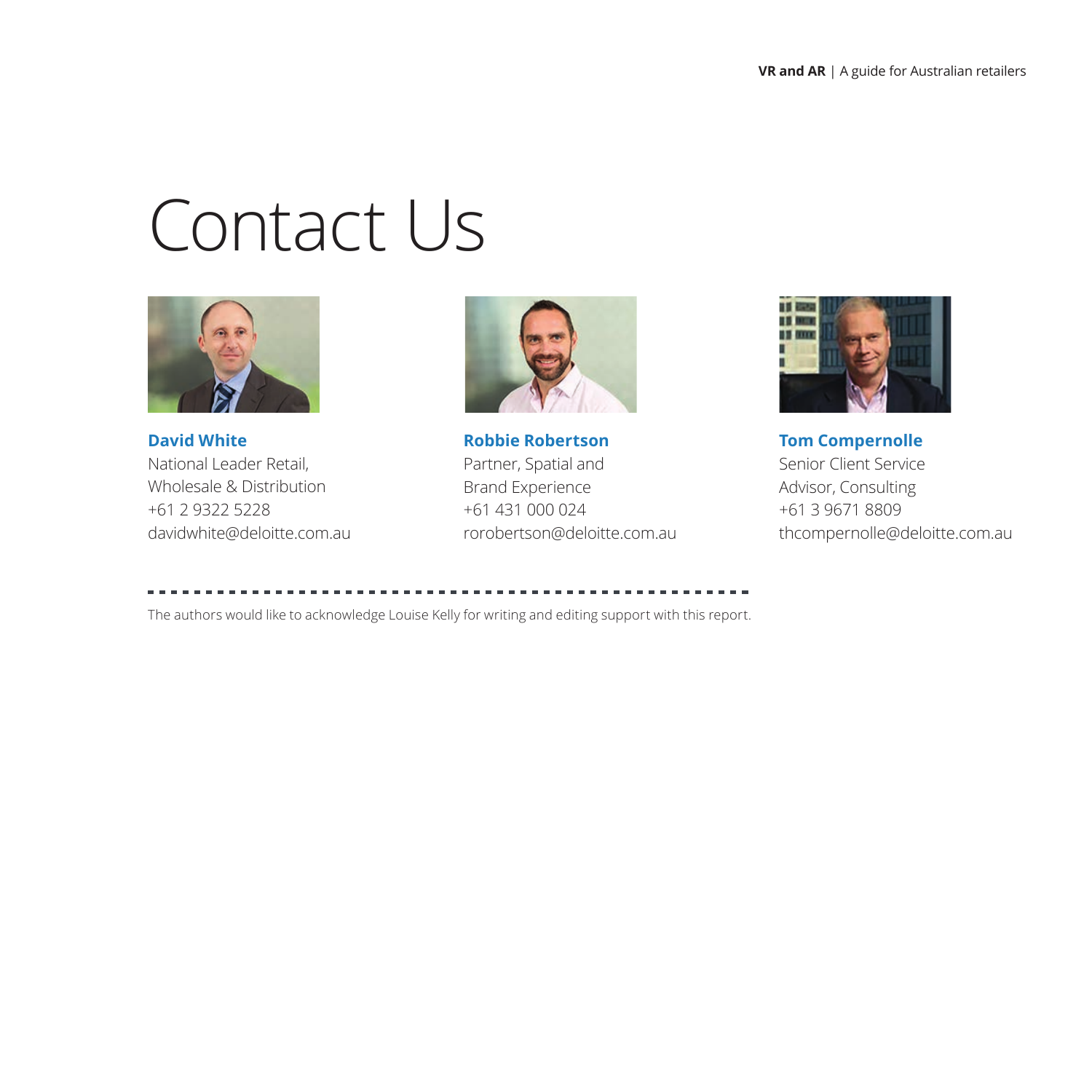# Contact Us

**David White**
National Leader Retail, Wholesale & Distribution
+61 2 9322 5228
davidwhite@deloitte.com.au

**Robbie Robertson**
Partner, Spatial and Brand Experience
+61 431 000 024
rorobertson@deloitte.com.au

**Tom Compernolle**
Senior Client Service Advisor, Consulting
+61 3 9671 8809
thcompernolle@deloitte.com.au

---

The authors would like to acknowledge Louise Kelly for writing and editing support with this report.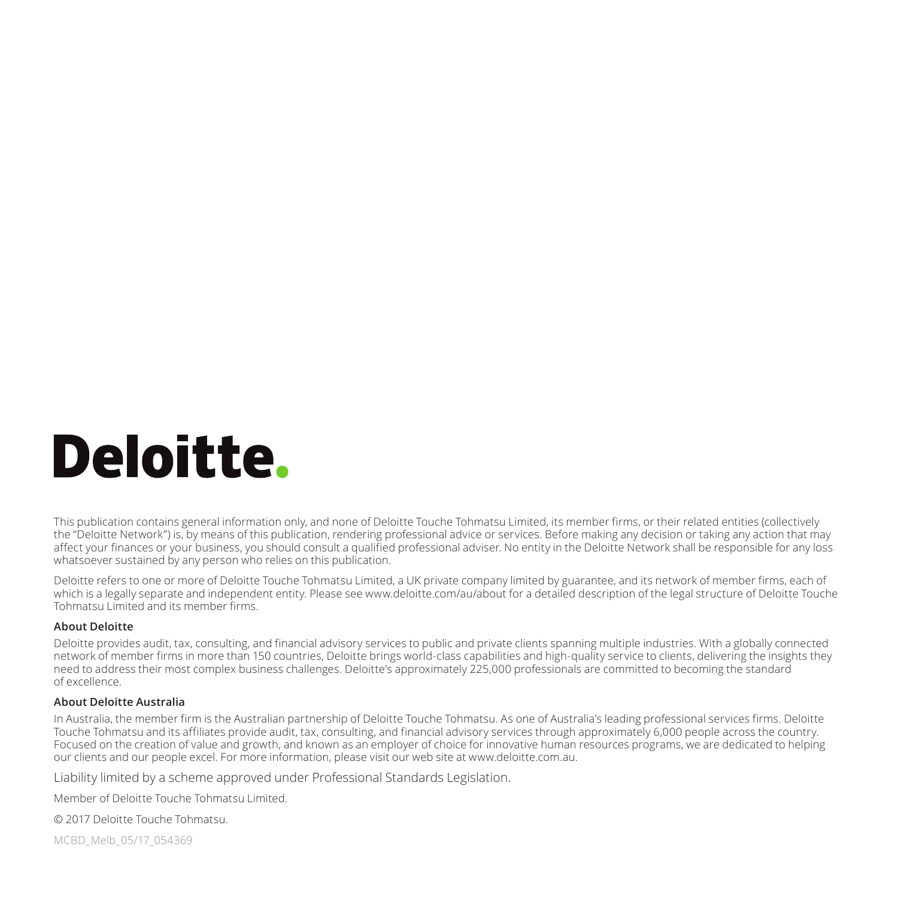# Deloitte.

This publication contains general information only, and none of Deloitte Touche Tohmatsu Limited, its member firms, or their related entities (collectively the "Deloitte Network") is, by means of this publication, rendering professional advice or services. Before making any decision or taking any action that may affect your finances or your business, you should consult a qualified professional adviser. No entity in the Deloitte Network shall be responsible for any loss whatsoever sustained by any person who relies on this publication.

Deloitte refers to one or more of Deloitte Touche Tohmatsu Limited, a UK private company limited by guarantee, and its network of member firms, each of which is a legally separate and independent entity. Please see www.deloitte.com/au/about for a detailed description of the legal structure of Deloitte Touche Tohmatsu Limited and its member firms.

**About Deloitte**

Deloitte provides audit, tax, consulting, and financial advisory services to public and private clients spanning multiple industries. With a globally connected network of member firms in more than 150 countries, Deloitte brings world-class capabilities and high-quality service to clients, delivering the insights they need to address their most complex business challenges. Deloitte's approximately 225,000 professionals are committed to becoming the standard of excellence.

**About Deloitte Australia**

In Australia, the member firm is the Australian partnership of Deloitte Touche Tohmatsu. As one of Australia's leading professional services firms. Deloitte Touche Tohmatsu and its affiliates provide audit, tax, consulting, and financial advisory services through approximately 6,000 people across the country. Focused on the creation of value and growth, and known as an employer of choice for innovative human resources programs, we are dedicated to helping our clients and our people excel. For more information, please visit our web site at www.deloitte.com.au.

Liability limited by a scheme approved under Professional Standards Legislation.

Member of Deloitte Touche Tohmatsu Limited.

© 2017 Deloitte Touche Tohmatsu.

MCBD_Melb_05/17_054369